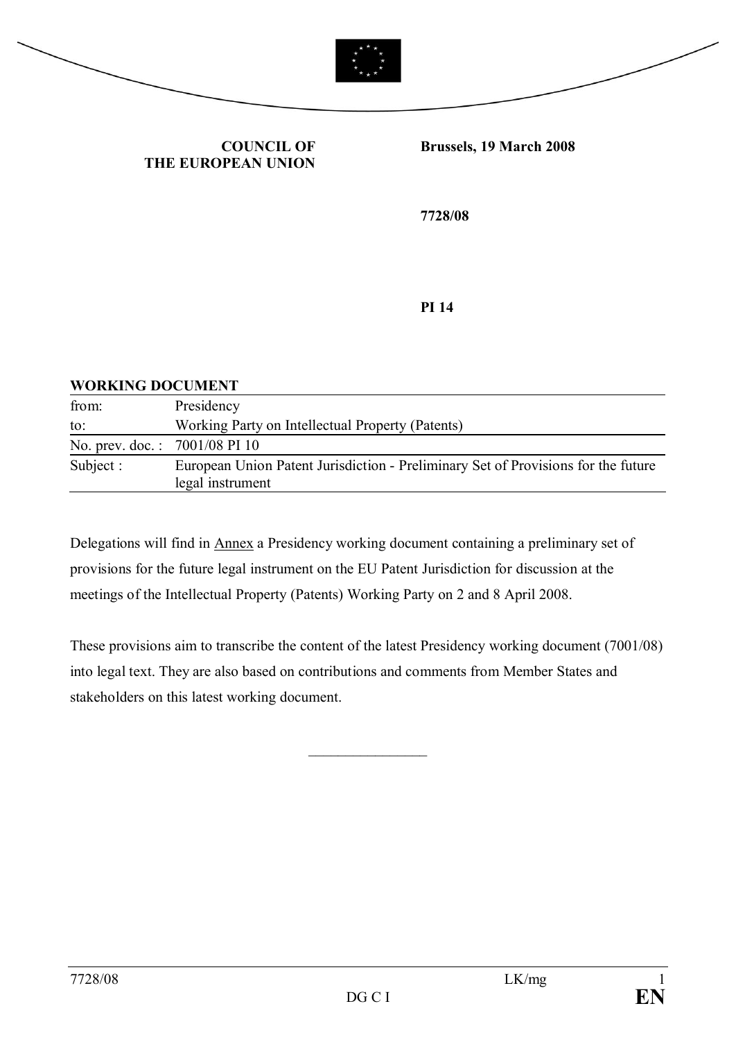**COUNCIL OF THE EUROPEAN UNION**

**Brussels, 19 March 2008**

**7728/08**

**PI 14**

**WORKING DOCUMENT**

| | |
|---|---|
| from: | Presidency |
| to: | Working Party on Intellectual Property (Patents) |
| No. prev. doc. : | 7001/08 PI 10 |
| Subject : | European Union Patent Jurisdiction - Preliminary Set of Provisions for the future legal instrument |

Delegations will find in Annex a Presidency working document containing a preliminary set of provisions for the future legal instrument on the EU Patent Jurisdiction for discussion at the meetings of the Intellectual Property (Patents) Working Party on 2 and 8 April 2008.

These provisions aim to transcribe the content of the latest Presidency working document (7001/08) into legal text. They are also based on contributions and comments from Member States and stakeholders on this latest working document.

________________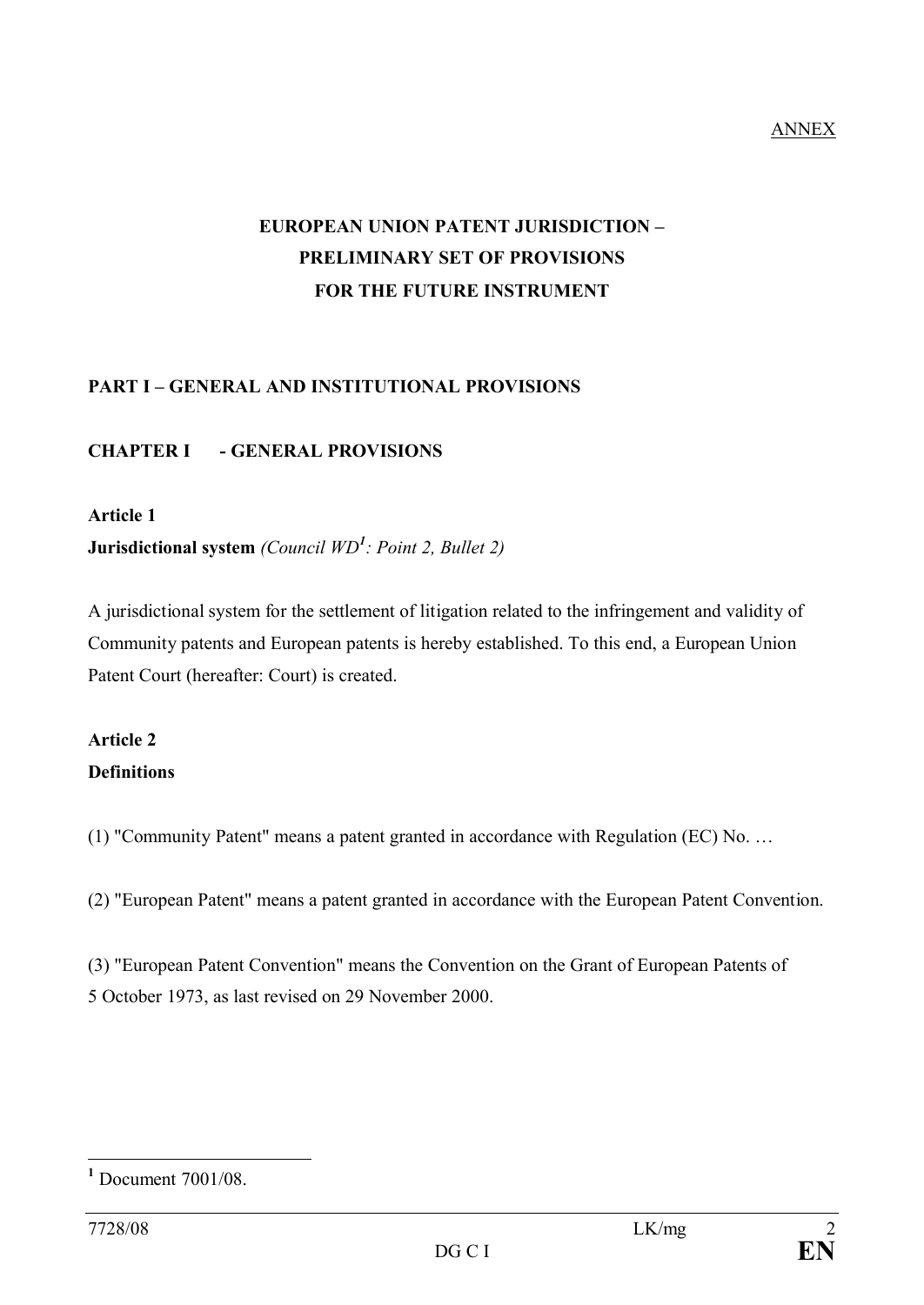ANNEX

# EUROPEAN UNION PATENT JURISDICTION – PRELIMINARY SET OF PROVISIONS FOR THE FUTURE INSTRUMENT

## PART I – GENERAL AND INSTITUTIONAL PROVISIONS

### CHAPTER I - GENERAL PROVISIONS

**Article 1**

**Jurisdictional system** *(Council WD[1]: Point 2, Bullet 2)*

A jurisdictional system for the settlement of litigation related to the infringement and validity of Community patents and European patents is hereby established. To this end, a European Union Patent Court (hereafter: Court) is created.

**Article 2**

**Definitions**

(1) "Community Patent" means a patent granted in accordance with Regulation (EC) No. …

(2) "European Patent" means a patent granted in accordance with the European Patent Convention.

(3) "European Patent Convention" means the Convention on the Grant of European Patents of 5 October 1973, as last revised on 29 November 2000.

---

[1] Document 7001/08.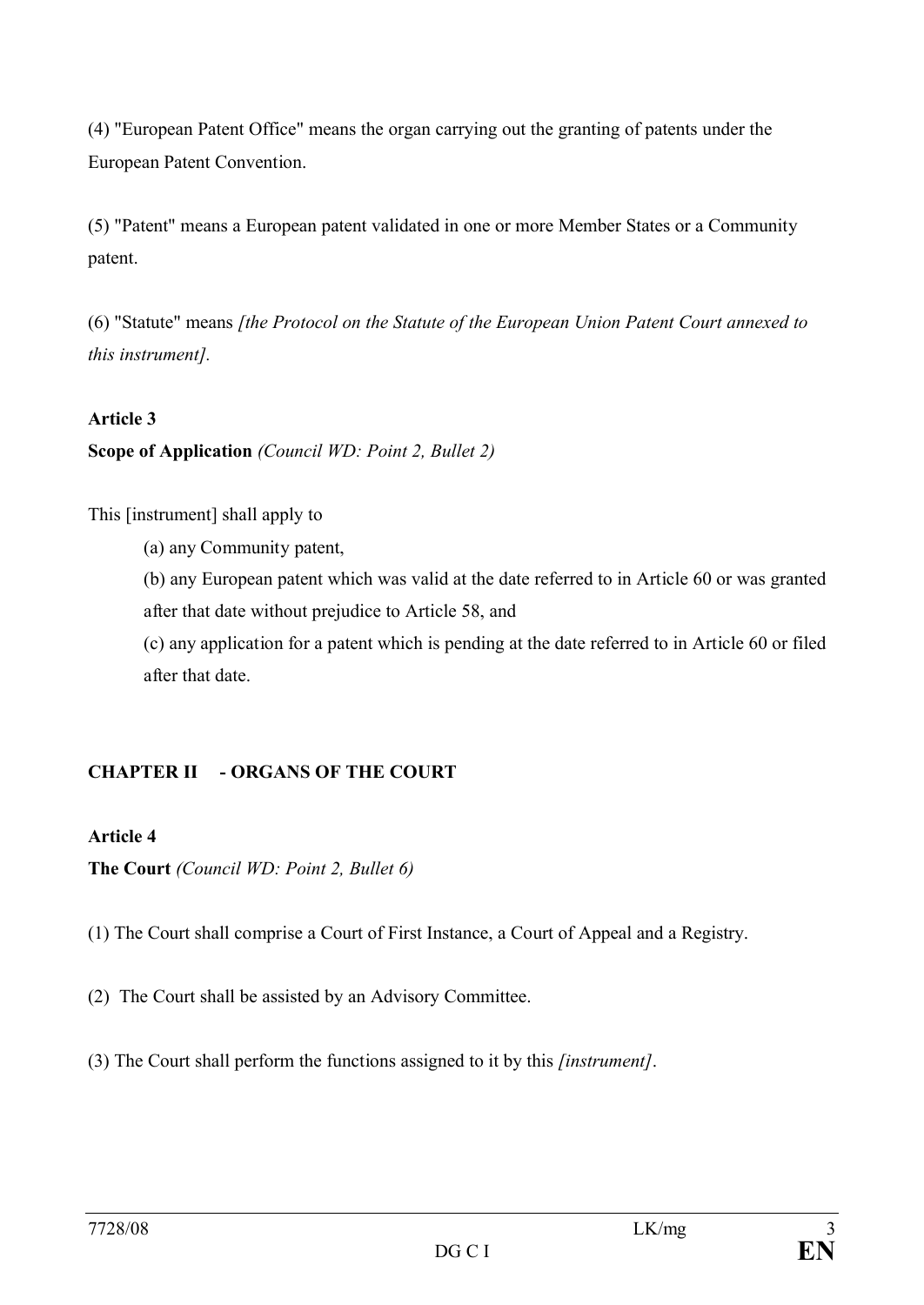(4) "European Patent Office" means the organ carrying out the granting of patents under the European Patent Convention.

(5) "Patent" means a European patent validated in one or more Member States or a Community patent.

(6) "Statute" means *[the Protocol on the Statute of the European Union Patent Court annexed to this instrument]*.

**Article 3**

**Scope of Application** *(Council WD: Point 2, Bullet 2)*

This [instrument] shall apply to

(a) any Community patent,

(b) any European patent which was valid at the date referred to in Article 60 or was granted after that date without prejudice to Article 58, and

(c) any application for a patent which is pending at the date referred to in Article 60 or filed after that date.

## CHAPTER II - ORGANS OF THE COURT

**Article 4**

**The Court** *(Council WD: Point 2, Bullet 6)*

(1) The Court shall comprise a Court of First Instance, a Court of Appeal and a Registry.

(2) The Court shall be assisted by an Advisory Committee.

(3) The Court shall perform the functions assigned to it by this *[instrument]*.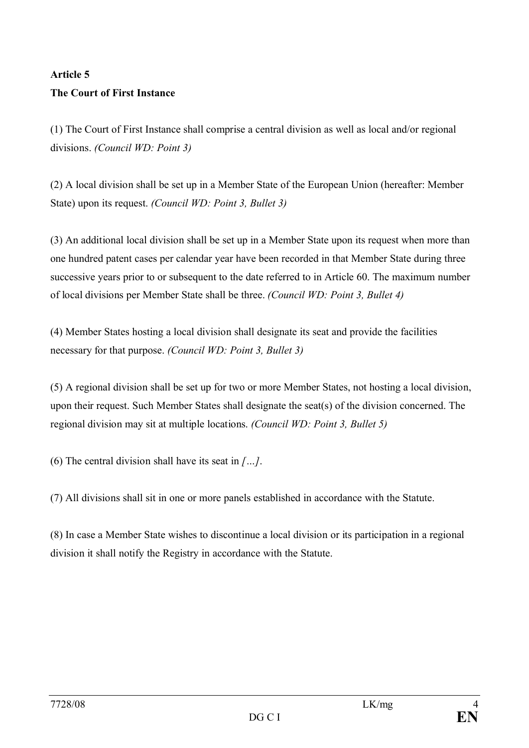**Article 5**

**The Court of First Instance**

(1) The Court of First Instance shall comprise a central division as well as local and/or regional divisions. *(Council WD: Point 3)*

(2) A local division shall be set up in a Member State of the European Union (hereafter: Member State) upon its request. *(Council WD: Point 3, Bullet 3)*

(3) An additional local division shall be set up in a Member State upon its request when more than one hundred patent cases per calendar year have been recorded in that Member State during three successive years prior to or subsequent to the date referred to in Article 60. The maximum number of local divisions per Member State shall be three. *(Council WD: Point 3, Bullet 4)*

(4) Member States hosting a local division shall designate its seat and provide the facilities necessary for that purpose. *(Council WD: Point 3, Bullet 3)*

(5) A regional division shall be set up for two or more Member States, not hosting a local division, upon their request. Such Member States shall designate the seat(s) of the division concerned. The regional division may sit at multiple locations. *(Council WD: Point 3, Bullet 5)*

(6) The central division shall have its seat in *[…]*.

(7) All divisions shall sit in one or more panels established in accordance with the Statute.

(8) In case a Member State wishes to discontinue a local division or its participation in a regional division it shall notify the Registry in accordance with the Statute.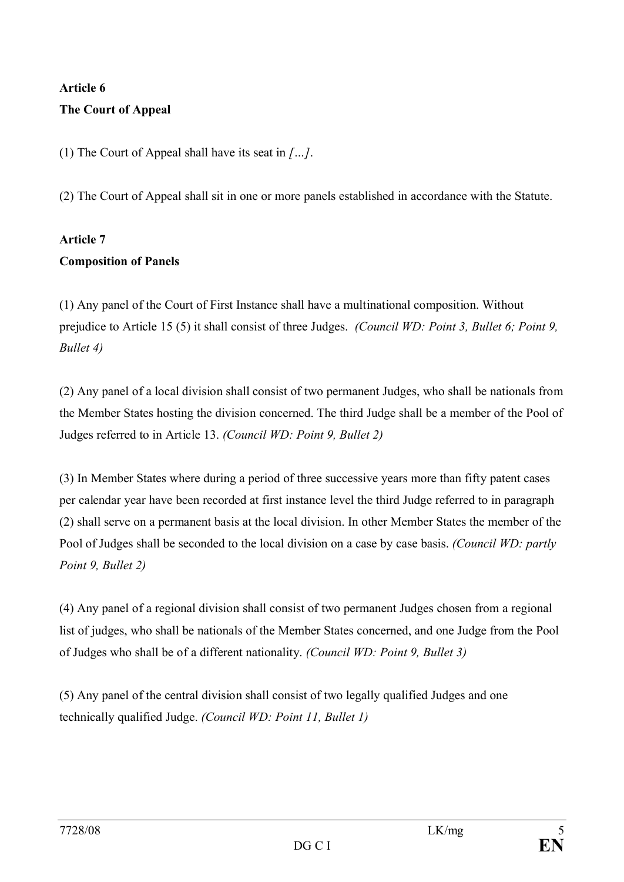**Article 6**

**The Court of Appeal**

(1) The Court of Appeal shall have its seat in *[…]*.

(2) The Court of Appeal shall sit in one or more panels established in accordance with the Statute.

**Article 7**

**Composition of Panels**

(1) Any panel of the Court of First Instance shall have a multinational composition. Without prejudice to Article 15 (5) it shall consist of three Judges. *(Council WD: Point 3, Bullet 6; Point 9, Bullet 4)*

(2) Any panel of a local division shall consist of two permanent Judges, who shall be nationals from the Member States hosting the division concerned. The third Judge shall be a member of the Pool of Judges referred to in Article 13. *(Council WD: Point 9, Bullet 2)*

(3) In Member States where during a period of three successive years more than fifty patent cases per calendar year have been recorded at first instance level the third Judge referred to in paragraph (2) shall serve on a permanent basis at the local division. In other Member States the member of the Pool of Judges shall be seconded to the local division on a case by case basis. *(Council WD: partly Point 9, Bullet 2)*

(4) Any panel of a regional division shall consist of two permanent Judges chosen from a regional list of judges, who shall be nationals of the Member States concerned, and one Judge from the Pool of Judges who shall be of a different nationality. *(Council WD: Point 9, Bullet 3)*

(5) Any panel of the central division shall consist of two legally qualified Judges and one technically qualified Judge. *(Council WD: Point 11, Bullet 1)*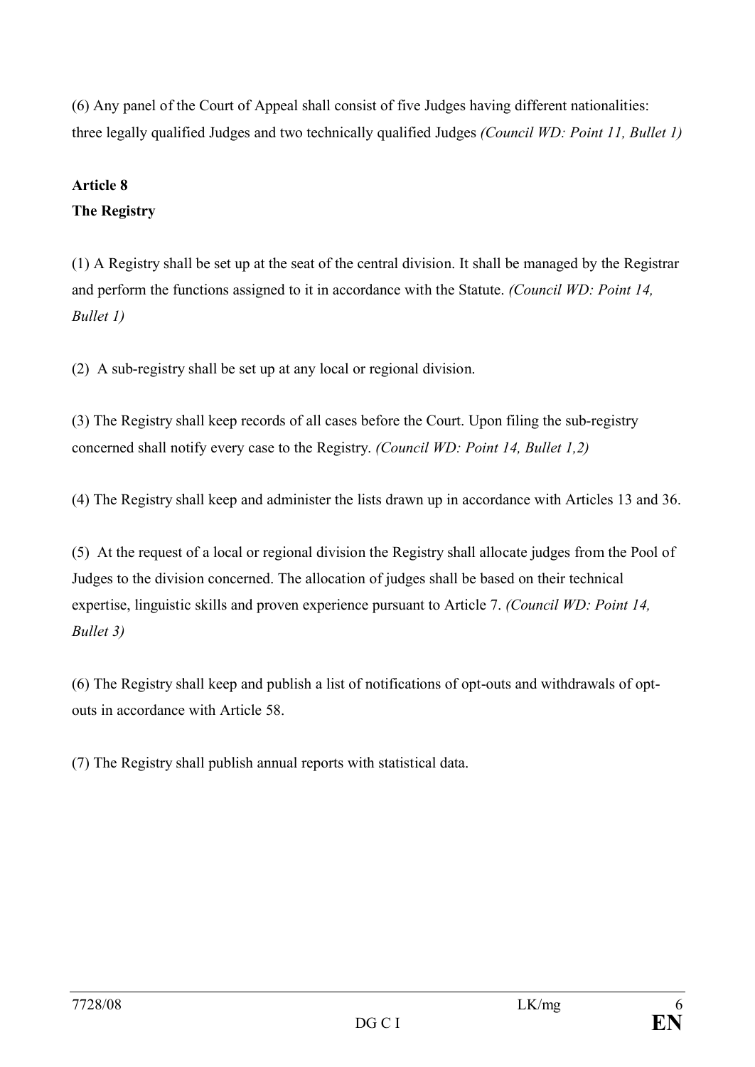(6) Any panel of the Court of Appeal shall consist of five Judges having different nationalities: three legally qualified Judges and two technically qualified Judges *(Council WD: Point 11, Bullet 1)*

**Article 8**
**The Registry**

(1) A Registry shall be set up at the seat of the central division. It shall be managed by the Registrar and perform the functions assigned to it in accordance with the Statute. *(Council WD: Point 14, Bullet 1)*

(2) A sub-registry shall be set up at any local or regional division.

(3) The Registry shall keep records of all cases before the Court. Upon filing the sub-registry concerned shall notify every case to the Registry. *(Council WD: Point 14, Bullet 1,2)*

(4) The Registry shall keep and administer the lists drawn up in accordance with Articles 13 and 36.

(5) At the request of a local or regional division the Registry shall allocate judges from the Pool of Judges to the division concerned. The allocation of judges shall be based on their technical expertise, linguistic skills and proven experience pursuant to Article 7. *(Council WD: Point 14, Bullet 3)*

(6) The Registry shall keep and publish a list of notifications of opt-outs and withdrawals of opt-outs in accordance with Article 58.

(7) The Registry shall publish annual reports with statistical data.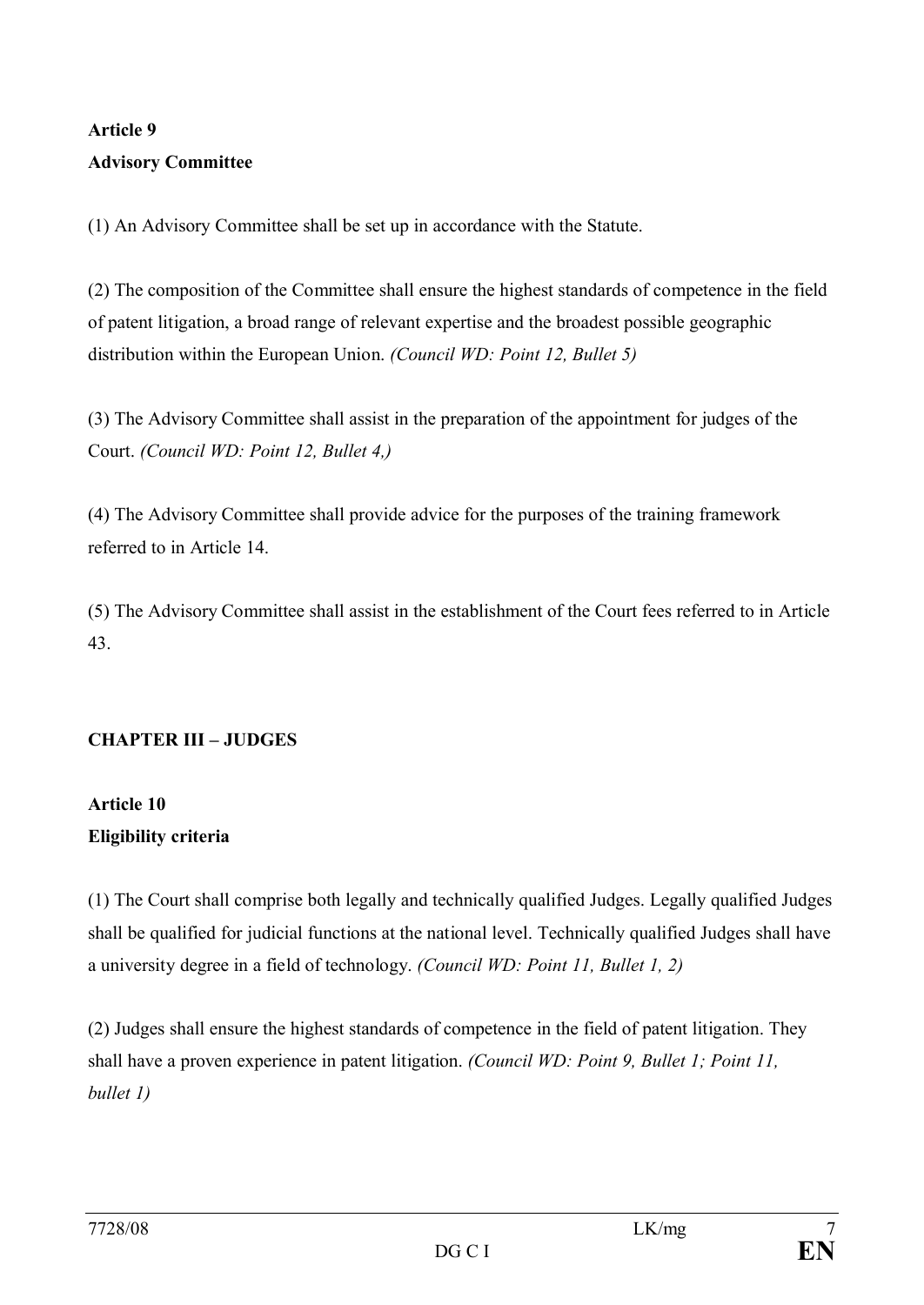**Article 9**
**Advisory Committee**

(1) An Advisory Committee shall be set up in accordance with the Statute.

(2) The composition of the Committee shall ensure the highest standards of competence in the field of patent litigation, a broad range of relevant expertise and the broadest possible geographic distribution within the European Union. *(Council WD: Point 12, Bullet 5)*

(3) The Advisory Committee shall assist in the preparation of the appointment for judges of the Court. *(Council WD: Point 12, Bullet 4,)*

(4) The Advisory Committee shall provide advice for the purposes of the training framework referred to in Article 14.

(5) The Advisory Committee shall assist in the establishment of the Court fees referred to in Article 43.

## CHAPTER III – JUDGES

**Article 10**
**Eligibility criteria**

(1) The Court shall comprise both legally and technically qualified Judges. Legally qualified Judges shall be qualified for judicial functions at the national level. Technically qualified Judges shall have a university degree in a field of technology. *(Council WD: Point 11, Bullet 1, 2)*

(2) Judges shall ensure the highest standards of competence in the field of patent litigation. They shall have a proven experience in patent litigation. *(Council WD: Point 9, Bullet 1; Point 11, bullet 1)*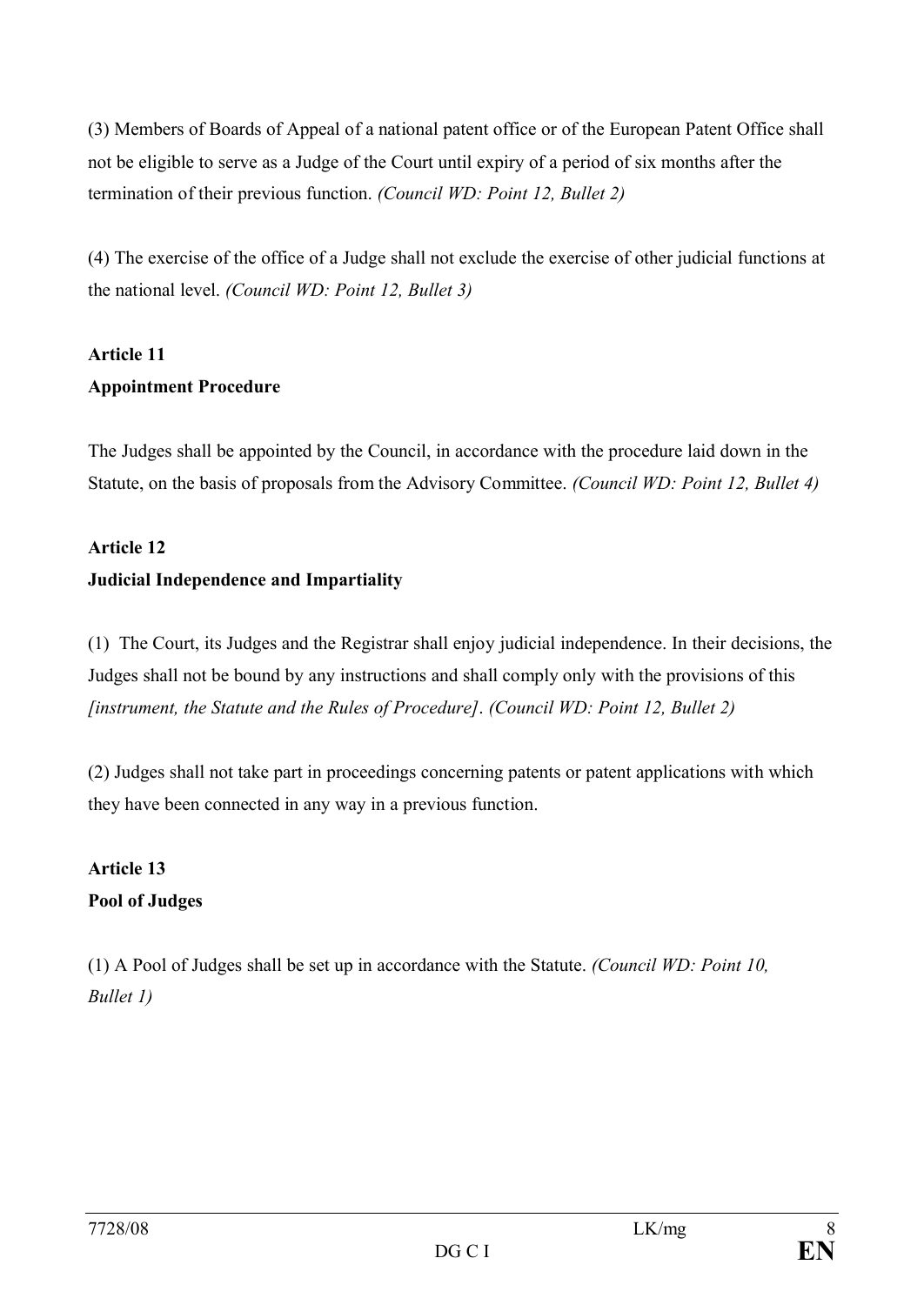(3) Members of Boards of Appeal of a national patent office or of the European Patent Office shall not be eligible to serve as a Judge of the Court until expiry of a period of six months after the termination of their previous function. *(Council WD: Point 12, Bullet 2)*

(4) The exercise of the office of a Judge shall not exclude the exercise of other judicial functions at the national level. *(Council WD: Point 12, Bullet 3)*

**Article 11**

**Appointment Procedure**

The Judges shall be appointed by the Council, in accordance with the procedure laid down in the Statute, on the basis of proposals from the Advisory Committee. *(Council WD: Point 12, Bullet 4)*

**Article 12**

**Judicial Independence and Impartiality**

(1) The Court, its Judges and the Registrar shall enjoy judicial independence. In their decisions, the Judges shall not be bound by any instructions and shall comply only with the provisions of this *[instrument, the Statute and the Rules of Procedure]*. *(Council WD: Point 12, Bullet 2)*

(2) Judges shall not take part in proceedings concerning patents or patent applications with which they have been connected in any way in a previous function.

**Article 13**

**Pool of Judges**

(1) A Pool of Judges shall be set up in accordance with the Statute. *(Council WD: Point 10, Bullet 1)*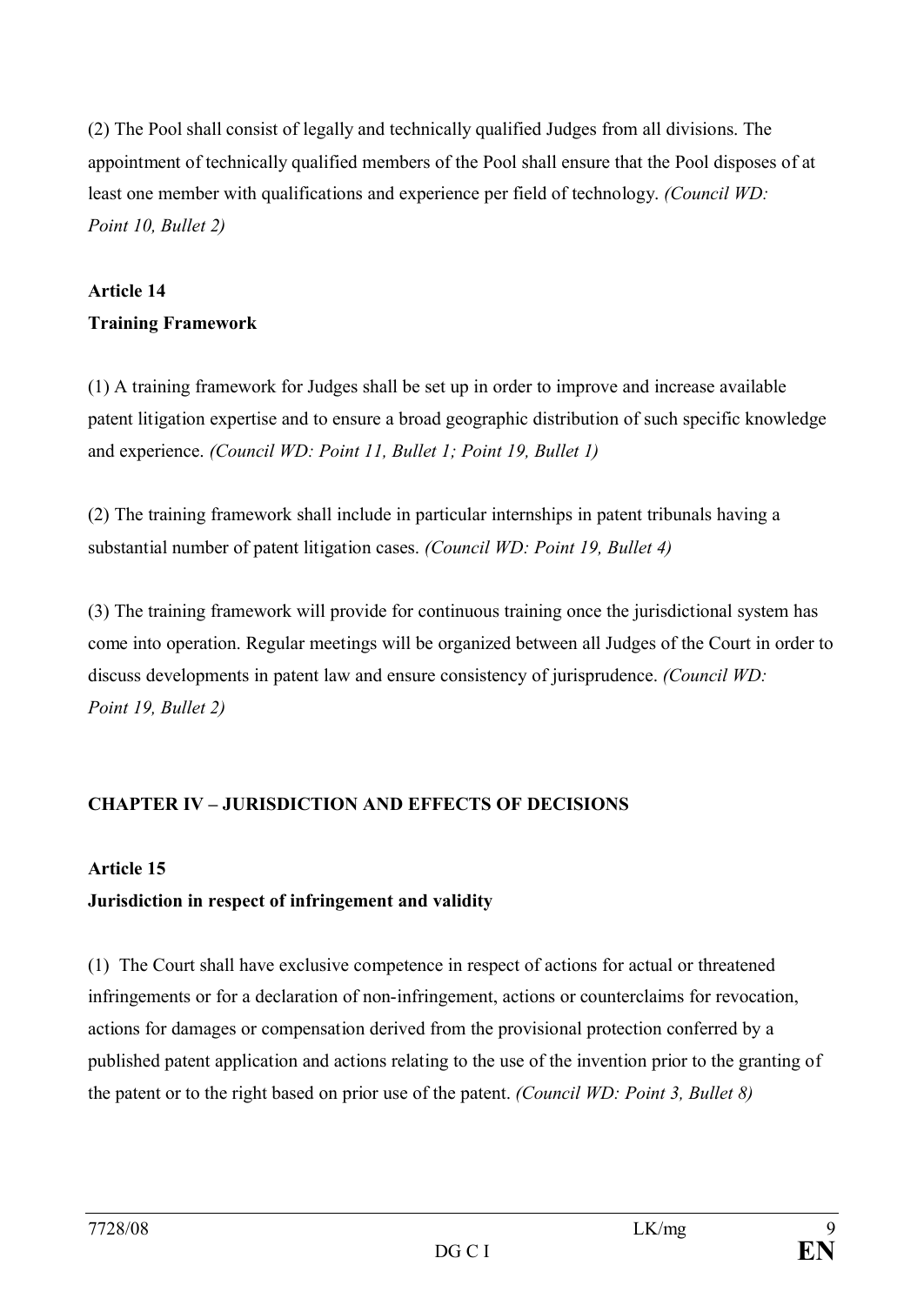(2) The Pool shall consist of legally and technically qualified Judges from all divisions. The appointment of technically qualified members of the Pool shall ensure that the Pool disposes of at least one member with qualifications and experience per field of technology. *(Council WD: Point 10, Bullet 2)*

**Article 14**
**Training Framework**

(1) A training framework for Judges shall be set up in order to improve and increase available patent litigation expertise and to ensure a broad geographic distribution of such specific knowledge and experience. *(Council WD: Point 11, Bullet 1; Point 19, Bullet 1)*

(2) The training framework shall include in particular internships in patent tribunals having a substantial number of patent litigation cases. *(Council WD: Point 19, Bullet 4)*

(3) The training framework will provide for continuous training once the jurisdictional system has come into operation. Regular meetings will be organized between all Judges of the Court in order to discuss developments in patent law and ensure consistency of jurisprudence. *(Council WD: Point 19, Bullet 2)*

## CHAPTER IV – JURISDICTION AND EFFECTS OF DECISIONS

**Article 15**
**Jurisdiction in respect of infringement and validity**

(1) The Court shall have exclusive competence in respect of actions for actual or threatened infringements or for a declaration of non-infringement, actions or counterclaims for revocation, actions for damages or compensation derived from the provisional protection conferred by a published patent application and actions relating to the use of the invention prior to the granting of the patent or to the right based on prior use of the patent. *(Council WD: Point 3, Bullet 8)*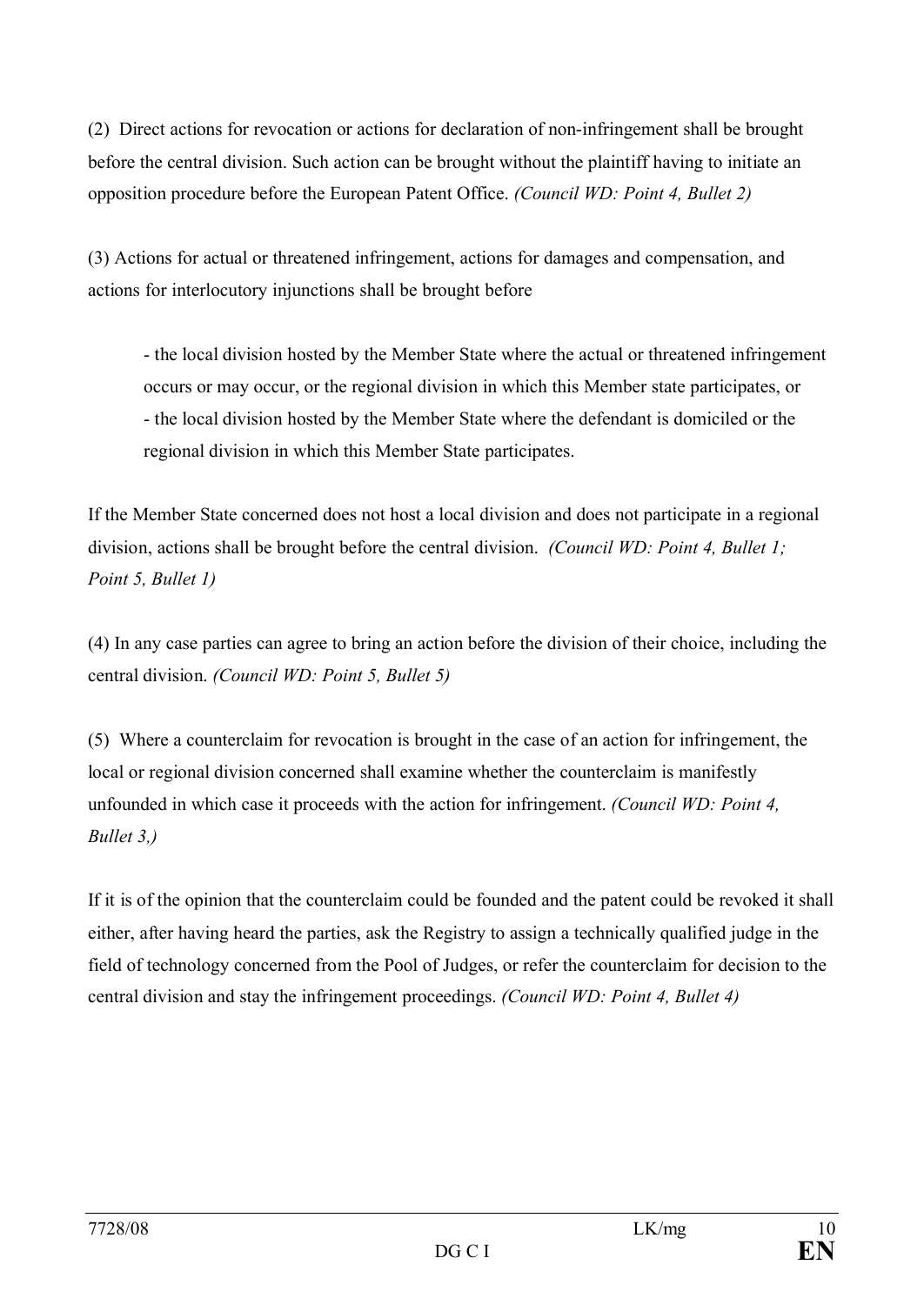(2) Direct actions for revocation or actions for declaration of non-infringement shall be brought before the central division. Such action can be brought without the plaintiff having to initiate an opposition procedure before the European Patent Office. *(Council WD: Point 4, Bullet 2)*

(3) Actions for actual or threatened infringement, actions for damages and compensation, and actions for interlocutory injunctions shall be brought before

- the local division hosted by the Member State where the actual or threatened infringement occurs or may occur, or the regional division in which this Member state participates, or
- the local division hosted by the Member State where the defendant is domiciled or the regional division in which this Member State participates.

If the Member State concerned does not host a local division and does not participate in a regional division, actions shall be brought before the central division. *(Council WD: Point 4, Bullet 1; Point 5, Bullet 1)*

(4) In any case parties can agree to bring an action before the division of their choice, including the central division. *(Council WD: Point 5, Bullet 5)*

(5) Where a counterclaim for revocation is brought in the case of an action for infringement, the local or regional division concerned shall examine whether the counterclaim is manifestly unfounded in which case it proceeds with the action for infringement. *(Council WD: Point 4, Bullet 3,)*

If it is of the opinion that the counterclaim could be founded and the patent could be revoked it shall either, after having heard the parties, ask the Registry to assign a technically qualified judge in the field of technology concerned from the Pool of Judges, or refer the counterclaim for decision to the central division and stay the infringement proceedings. *(Council WD: Point 4, Bullet 4)*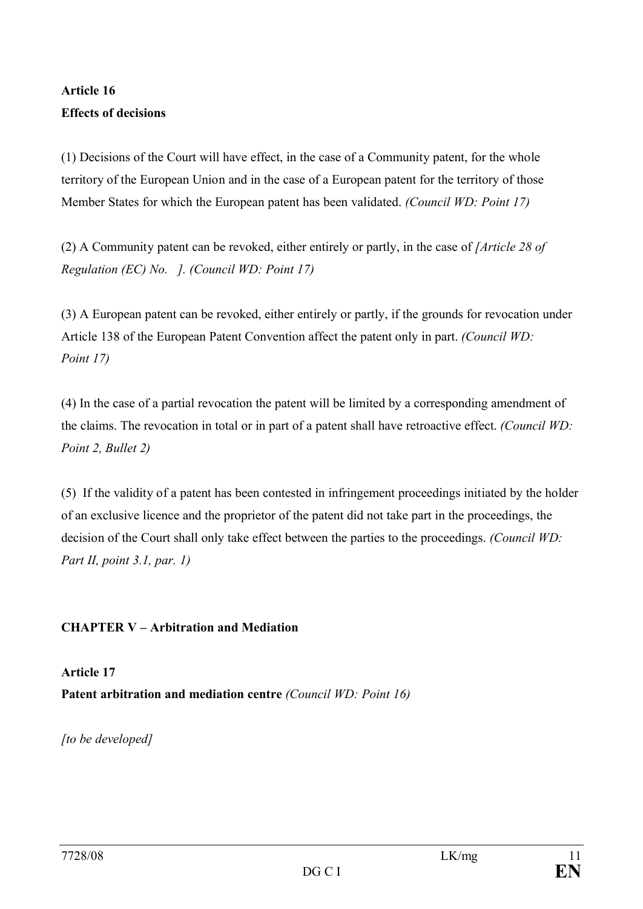**Article 16**
**Effects of decisions**

(1) Decisions of the Court will have effect, in the case of a Community patent, for the whole territory of the European Union and in the case of a European patent for the territory of those Member States for which the European patent has been validated. *(Council WD: Point 17)*

(2) A Community patent can be revoked, either entirely or partly, in the case of *[Article 28 of Regulation (EC) No. ]. (Council WD: Point 17)*

(3) A European patent can be revoked, either entirely or partly, if the grounds for revocation under Article 138 of the European Patent Convention affect the patent only in part. *(Council WD: Point 17)*

(4) In the case of a partial revocation the patent will be limited by a corresponding amendment of the claims. The revocation in total or in part of a patent shall have retroactive effect. *(Council WD: Point 2, Bullet 2)*

(5) If the validity of a patent has been contested in infringement proceedings initiated by the holder of an exclusive licence and the proprietor of the patent did not take part in the proceedings, the decision of the Court shall only take effect between the parties to the proceedings. *(Council WD: Part II, point 3.1, par. 1)*

## CHAPTER V – Arbitration and Mediation

**Article 17**
**Patent arbitration and mediation centre** *(Council WD: Point 16)*

*[to be developed]*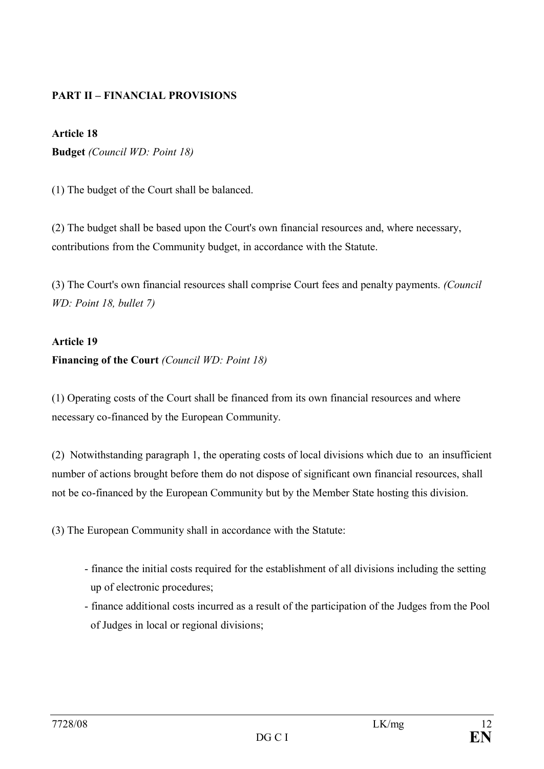**PART II – FINANCIAL PROVISIONS**

**Article 18**

**Budget** *(Council WD: Point 18)*

(1) The budget of the Court shall be balanced.

(2) The budget shall be based upon the Court's own financial resources and, where necessary, contributions from the Community budget, in accordance with the Statute.

(3) The Court's own financial resources shall comprise Court fees and penalty payments. *(Council WD: Point 18, bullet 7)*

**Article 19**

**Financing of the Court** *(Council WD: Point 18)*

(1) Operating costs of the Court shall be financed from its own financial resources and where necessary co-financed by the European Community.

(2) Notwithstanding paragraph 1, the operating costs of local divisions which due to an insufficient number of actions brought before them do not dispose of significant own financial resources, shall not be co-financed by the European Community but by the Member State hosting this division.

(3) The European Community shall in accordance with the Statute:

- finance the initial costs required for the establishment of all divisions including the setting up of electronic procedures;
- finance additional costs incurred as a result of the participation of the Judges from the Pool of Judges in local or regional divisions;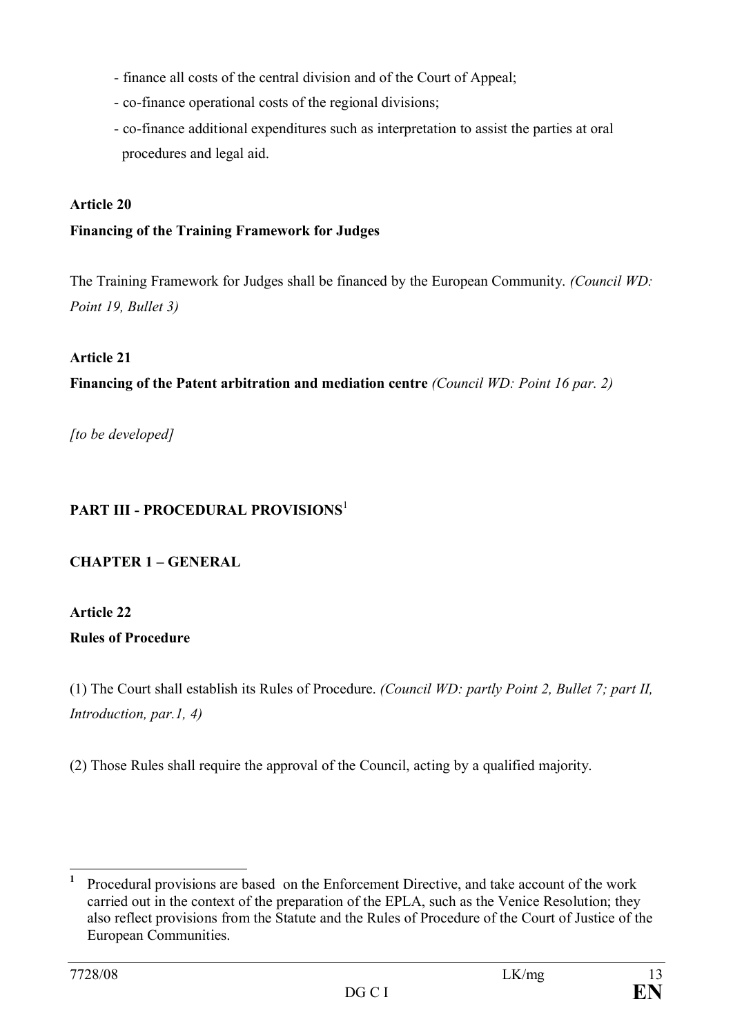- finance all costs of the central division and of the Court of Appeal;
- co-finance operational costs of the regional divisions;
- co-finance additional expenditures such as interpretation to assist the parties at oral procedures and legal aid.

**Article 20**

**Financing of the Training Framework for Judges**

The Training Framework for Judges shall be financed by the European Community. *(Council WD: Point 19, Bullet 3)*

**Article 21**

**Financing of the Patent arbitration and mediation centre** *(Council WD: Point 16 par. 2)*

*[to be developed]*

## PART III - PROCEDURAL PROVISIONS[1]

### CHAPTER 1 – GENERAL

**Article 22**

**Rules of Procedure**

(1) The Court shall establish its Rules of Procedure. *(Council WD: partly Point 2, Bullet 7; part II, Introduction, par.1, 4)*

(2) Those Rules shall require the approval of the Council, acting by a qualified majority.

---

[1] Procedural provisions are based on the Enforcement Directive, and take account of the work carried out in the context of the preparation of the EPLA, such as the Venice Resolution; they also reflect provisions from the Statute and the Rules of Procedure of the Court of Justice of the European Communities.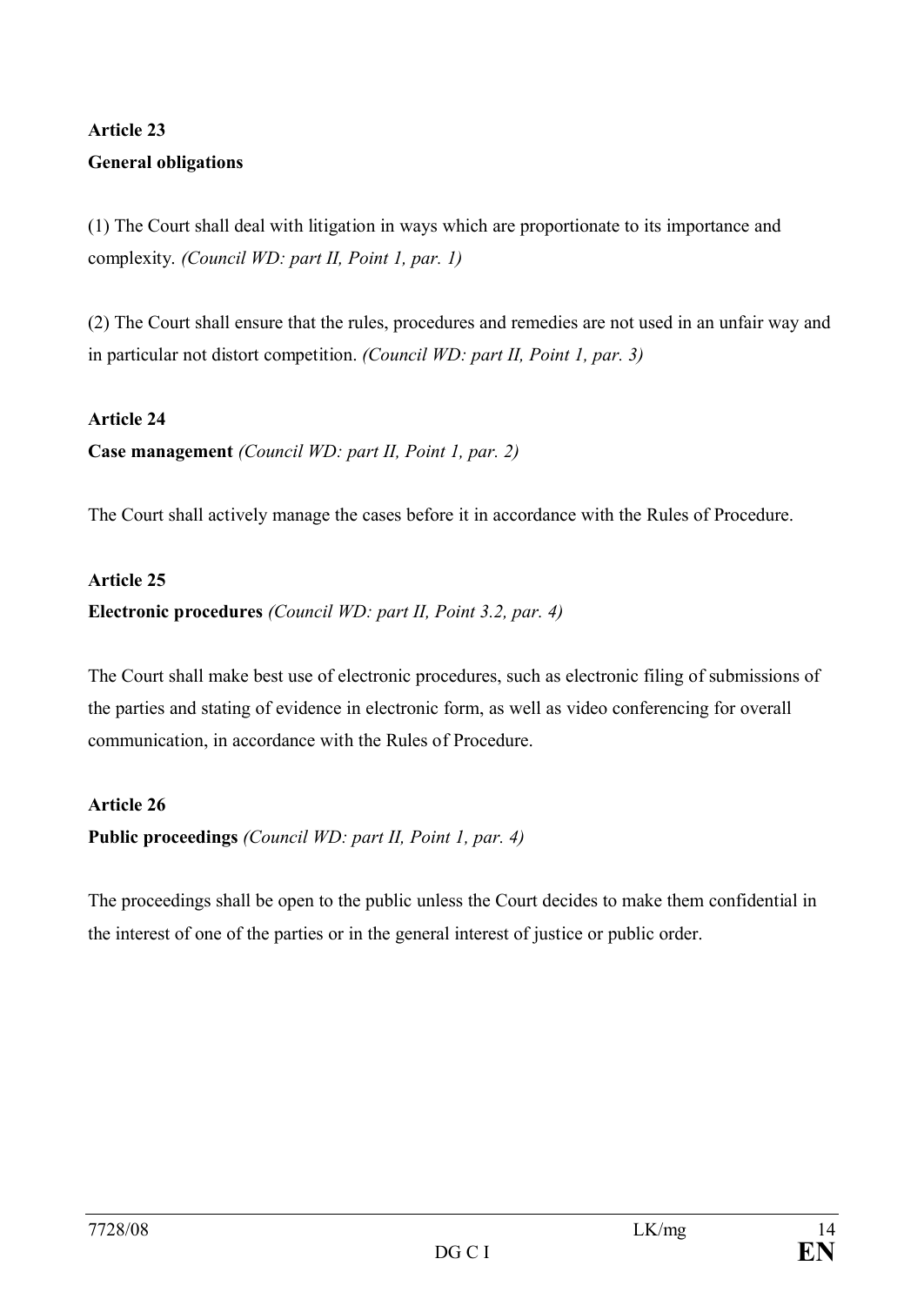**Article 23**
**General obligations**

(1) The Court shall deal with litigation in ways which are proportionate to its importance and complexity. *(Council WD: part II, Point 1, par. 1)*

(2) The Court shall ensure that the rules, procedures and remedies are not used in an unfair way and in particular not distort competition. *(Council WD: part II, Point 1, par. 3)*

**Article 24**
**Case management** *(Council WD: part II, Point 1, par. 2)*

The Court shall actively manage the cases before it in accordance with the Rules of Procedure.

**Article 25**
**Electronic procedures** *(Council WD: part II, Point 3.2, par. 4)*

The Court shall make best use of electronic procedures, such as electronic filing of submissions of the parties and stating of evidence in electronic form, as well as video conferencing for overall communication, in accordance with the Rules of Procedure.

**Article 26**
**Public proceedings** *(Council WD: part II, Point 1, par. 4)*

The proceedings shall be open to the public unless the Court decides to make them confidential in the interest of one of the parties or in the general interest of justice or public order.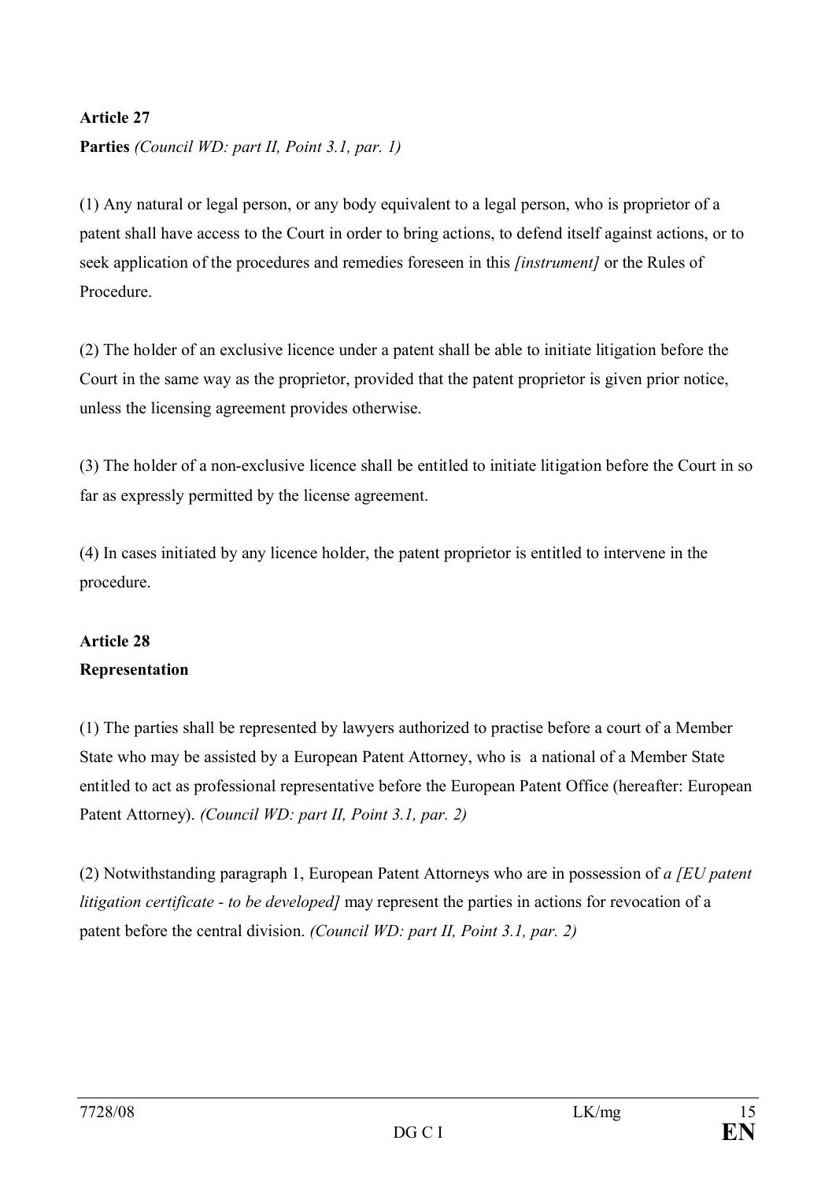**Article 27**

**Parties** *(Council WD: part II, Point 3.1, par. 1)*

(1) Any natural or legal person, or any body equivalent to a legal person, who is proprietor of a patent shall have access to the Court in order to bring actions, to defend itself against actions, or to seek application of the procedures and remedies foreseen in this *[instrument]* or the Rules of Procedure.

(2) The holder of an exclusive licence under a patent shall be able to initiate litigation before the Court in the same way as the proprietor, provided that the patent proprietor is given prior notice, unless the licensing agreement provides otherwise.

(3) The holder of a non-exclusive licence shall be entitled to initiate litigation before the Court in so far as expressly permitted by the license agreement.

(4) In cases initiated by any licence holder, the patent proprietor is entitled to intervene in the procedure.

**Article 28**

**Representation**

(1) The parties shall be represented by lawyers authorized to practise before a court of a Member State who may be assisted by a European Patent Attorney, who is a national of a Member State entitled to act as professional representative before the European Patent Office (hereafter: European Patent Attorney). *(Council WD: part II, Point 3.1, par. 2)*

(2) Notwithstanding paragraph 1, European Patent Attorneys who are in possession of *a [EU patent litigation certificate - to be developed]* may represent the parties in actions for revocation of a patent before the central division. *(Council WD: part II, Point 3.1, par. 2)*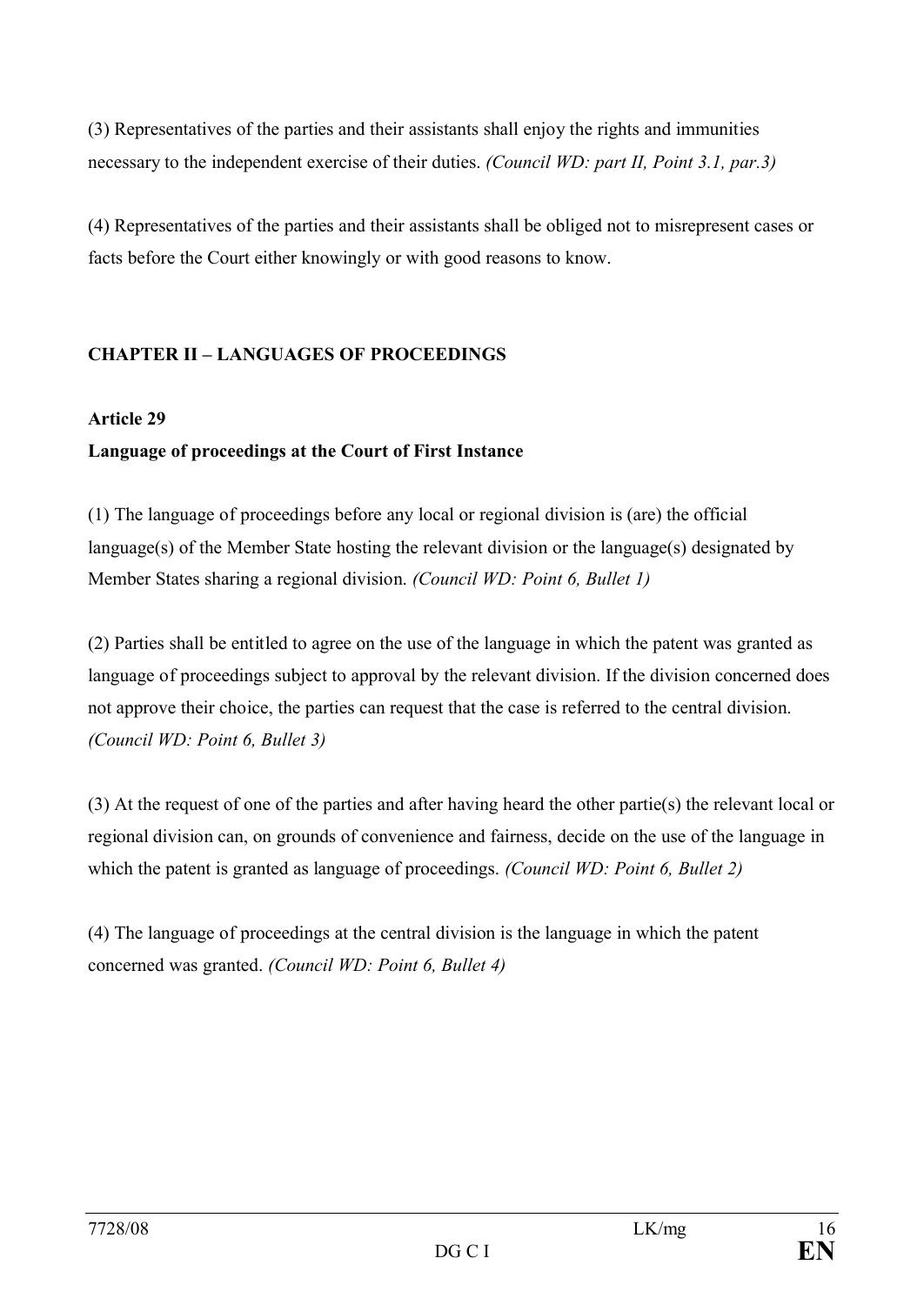(3) Representatives of the parties and their assistants shall enjoy the rights and immunities necessary to the independent exercise of their duties. *(Council WD: part II, Point 3.1, par.3)*

(4) Representatives of the parties and their assistants shall be obliged not to misrepresent cases or facts before the Court either knowingly or with good reasons to know.

## CHAPTER II – LANGUAGES OF PROCEEDINGS

### Article 29
### Language of proceedings at the Court of First Instance

(1) The language of proceedings before any local or regional division is (are) the official language(s) of the Member State hosting the relevant division or the language(s) designated by Member States sharing a regional division. *(Council WD: Point 6, Bullet 1)*

(2) Parties shall be entitled to agree on the use of the language in which the patent was granted as language of proceedings subject to approval by the relevant division. If the division concerned does not approve their choice, the parties can request that the case is referred to the central division. *(Council WD: Point 6, Bullet 3)*

(3) At the request of one of the parties and after having heard the other partie(s) the relevant local or regional division can, on grounds of convenience and fairness, decide on the use of the language in which the patent is granted as language of proceedings. *(Council WD: Point 6, Bullet 2)*

(4) The language of proceedings at the central division is the language in which the patent concerned was granted. *(Council WD: Point 6, Bullet 4)*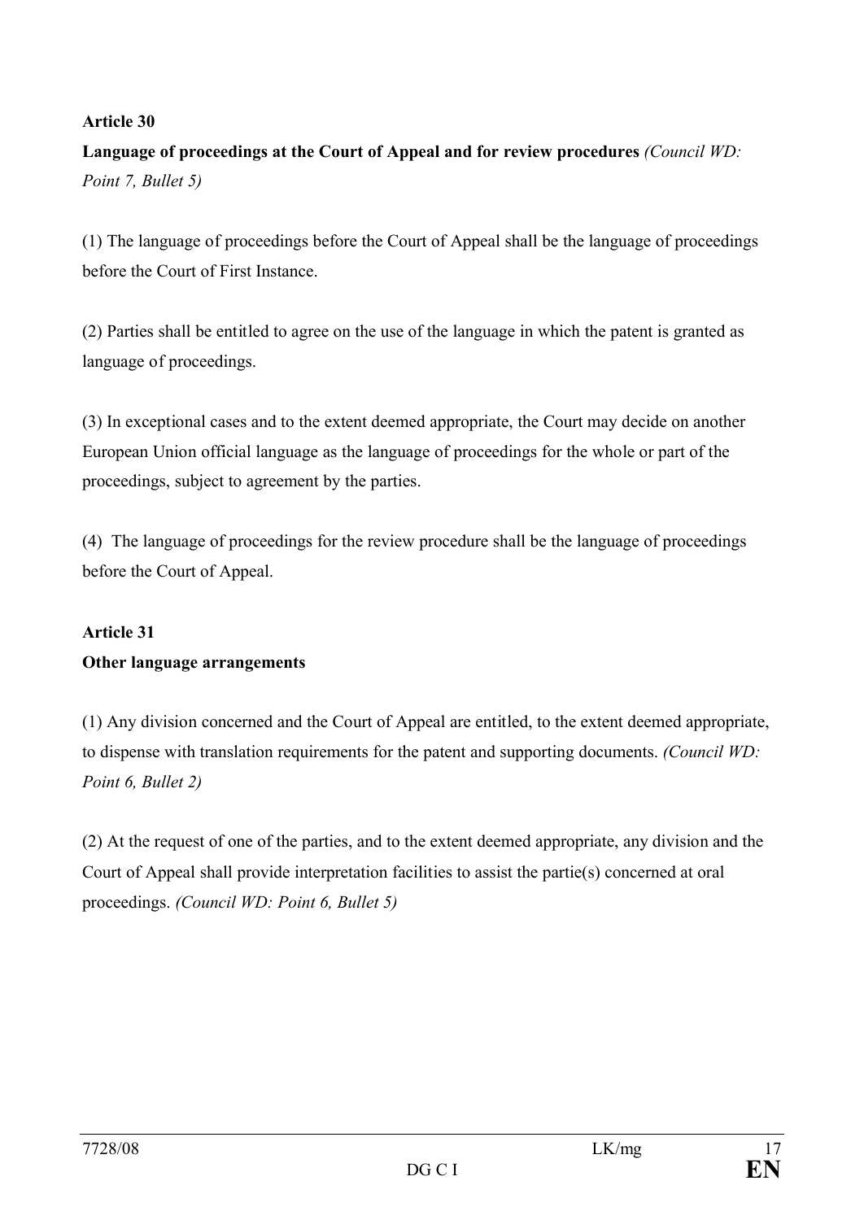**Article 30**

**Language of proceedings at the Court of Appeal and for review procedures** *(Council WD: Point 7, Bullet 5)*

(1) The language of proceedings before the Court of Appeal shall be the language of proceedings before the Court of First Instance.

(2) Parties shall be entitled to agree on the use of the language in which the patent is granted as language of proceedings.

(3) In exceptional cases and to the extent deemed appropriate, the Court may decide on another European Union official language as the language of proceedings for the whole or part of the proceedings, subject to agreement by the parties.

(4) The language of proceedings for the review procedure shall be the language of proceedings before the Court of Appeal.

**Article 31**

**Other language arrangements**

(1) Any division concerned and the Court of Appeal are entitled, to the extent deemed appropriate, to dispense with translation requirements for the patent and supporting documents. *(Council WD: Point 6, Bullet 2)*

(2) At the request of one of the parties, and to the extent deemed appropriate, any division and the Court of Appeal shall provide interpretation facilities to assist the partie(s) concerned at oral proceedings. *(Council WD: Point 6, Bullet 5)*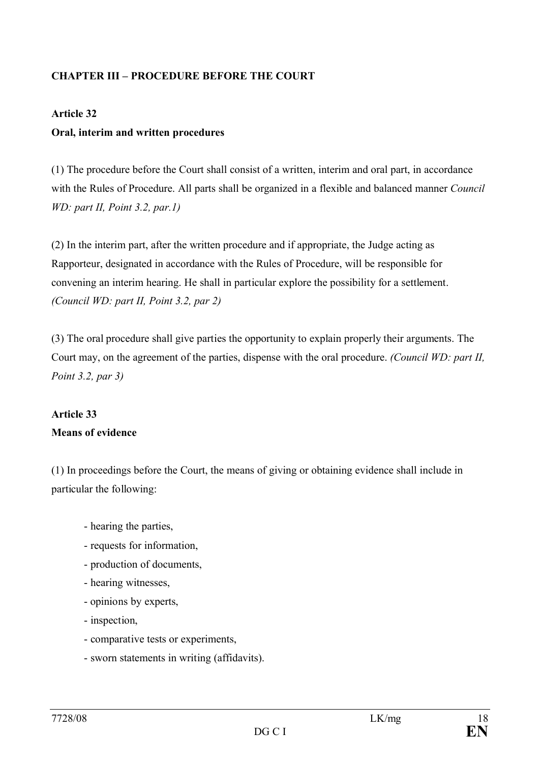**CHAPTER III – PROCEDURE BEFORE THE COURT**

**Article 32**

**Oral, interim and written procedures**

(1) The procedure before the Court shall consist of a written, interim and oral part, in accordance with the Rules of Procedure. All parts shall be organized in a flexible and balanced manner *Council WD: part II, Point 3.2, par.1)*

(2) In the interim part, after the written procedure and if appropriate, the Judge acting as Rapporteur, designated in accordance with the Rules of Procedure, will be responsible for convening an interim hearing. He shall in particular explore the possibility for a settlement. *(Council WD: part II, Point 3.2, par 2)*

(3) The oral procedure shall give parties the opportunity to explain properly their arguments. The Court may, on the agreement of the parties, dispense with the oral procedure. *(Council WD: part II, Point 3.2, par 3)*

**Article 33**

**Means of evidence**

(1) In proceedings before the Court, the means of giving or obtaining evidence shall include in particular the following:

- hearing the parties,
- requests for information,
- production of documents,
- hearing witnesses,
- opinions by experts,
- inspection,
- comparative tests or experiments,
- sworn statements in writing (affidavits).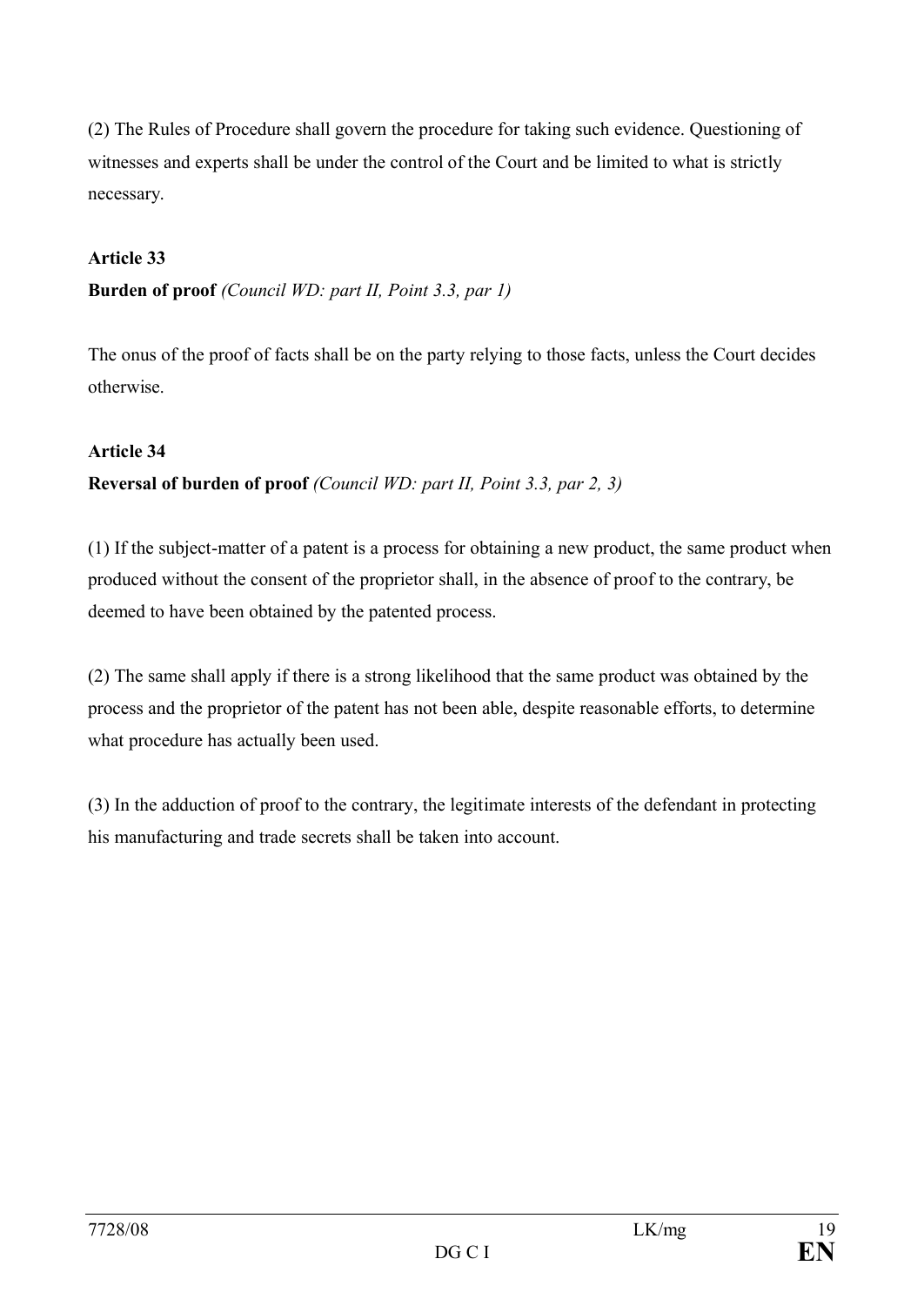(2) The Rules of Procedure shall govern the procedure for taking such evidence. Questioning of witnesses and experts shall be under the control of the Court and be limited to what is strictly necessary.

**Article 33**

**Burden of proof** *(Council WD: part II, Point 3.3, par 1)*

The onus of the proof of facts shall be on the party relying to those facts, unless the Court decides otherwise.

**Article 34**

**Reversal of burden of proof** *(Council WD: part II, Point 3.3, par 2, 3)*

(1) If the subject-matter of a patent is a process for obtaining a new product, the same product when produced without the consent of the proprietor shall, in the absence of proof to the contrary, be deemed to have been obtained by the patented process.

(2) The same shall apply if there is a strong likelihood that the same product was obtained by the process and the proprietor of the patent has not been able, despite reasonable efforts, to determine what procedure has actually been used.

(3) In the adduction of proof to the contrary, the legitimate interests of the defendant in protecting his manufacturing and trade secrets shall be taken into account.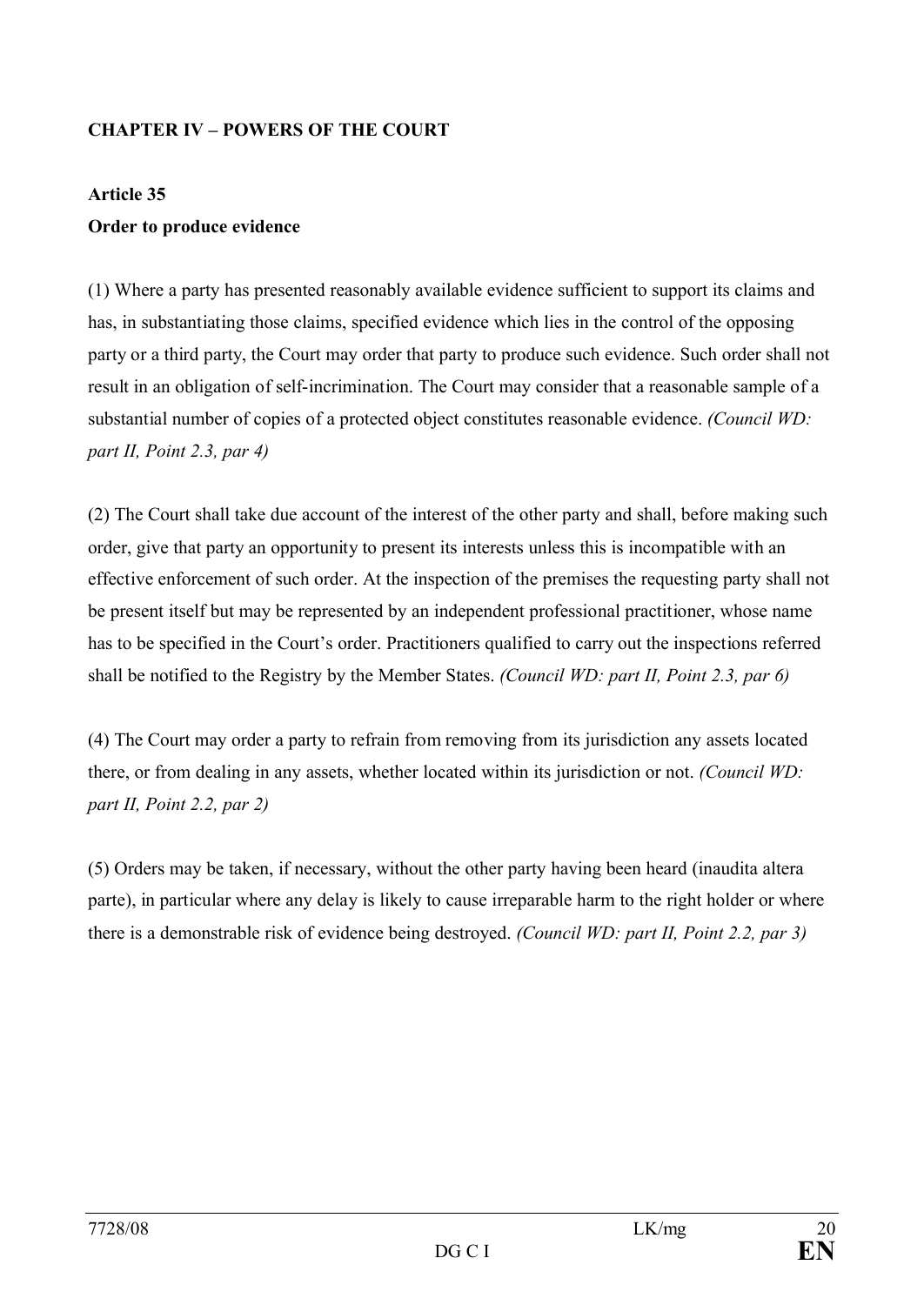## CHAPTER IV – POWERS OF THE COURT

### Article 35
### Order to produce evidence

(1) Where a party has presented reasonably available evidence sufficient to support its claims and has, in substantiating those claims, specified evidence which lies in the control of the opposing party or a third party, the Court may order that party to produce such evidence. Such order shall not result in an obligation of self-incrimination. The Court may consider that a reasonable sample of a substantial number of copies of a protected object constitutes reasonable evidence. *(Council WD: part II, Point 2.3, par 4)*

(2) The Court shall take due account of the interest of the other party and shall, before making such order, give that party an opportunity to present its interests unless this is incompatible with an effective enforcement of such order. At the inspection of the premises the requesting party shall not be present itself but may be represented by an independent professional practitioner, whose name has to be specified in the Court's order. Practitioners qualified to carry out the inspections referred shall be notified to the Registry by the Member States. *(Council WD: part II, Point 2.3, par 6)*

(4) The Court may order a party to refrain from removing from its jurisdiction any assets located there, or from dealing in any assets, whether located within its jurisdiction or not. *(Council WD: part II, Point 2.2, par 2)*

(5) Orders may be taken, if necessary, without the other party having been heard (inaudita altera parte), in particular where any delay is likely to cause irreparable harm to the right holder or where there is a demonstrable risk of evidence being destroyed. *(Council WD: part II, Point 2.2, par 3)*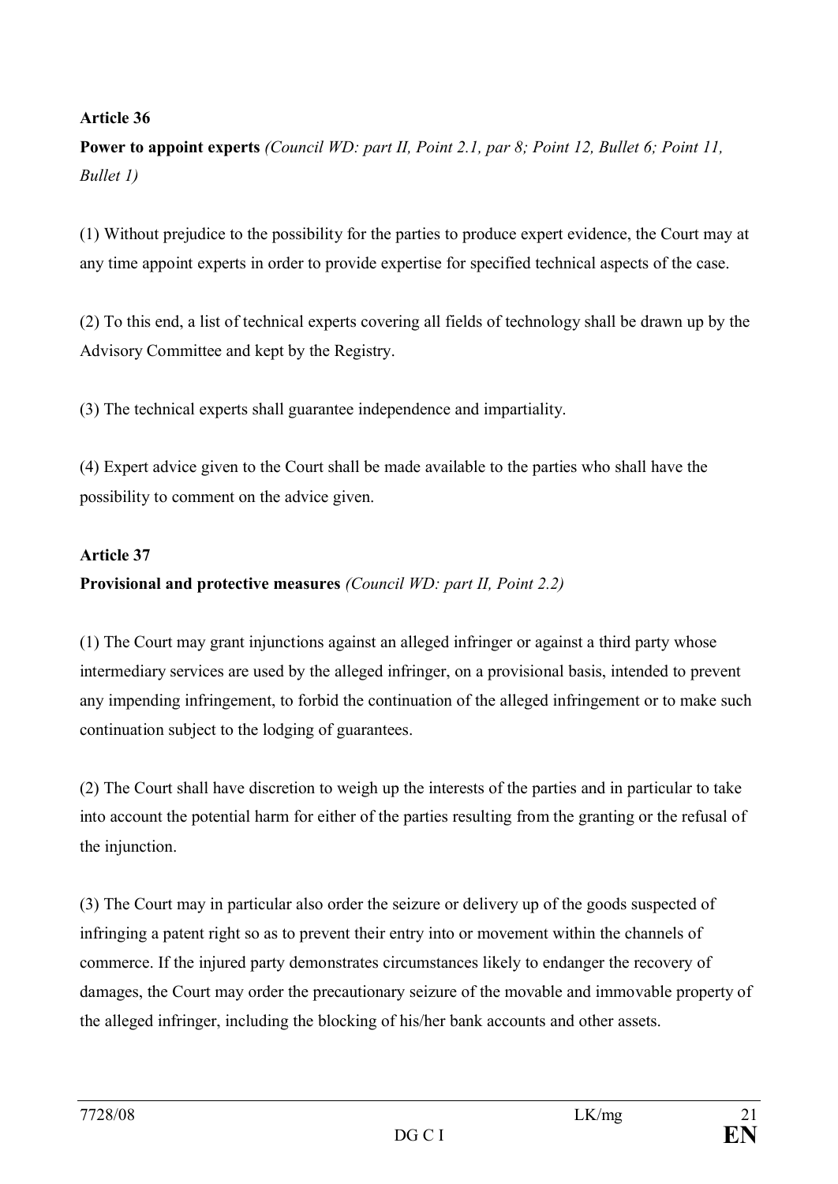**Article 36**

**Power to appoint experts** *(Council WD: part II, Point 2.1, par 8; Point 12, Bullet 6; Point 11, Bullet 1)*

(1) Without prejudice to the possibility for the parties to produce expert evidence, the Court may at any time appoint experts in order to provide expertise for specified technical aspects of the case.

(2) To this end, a list of technical experts covering all fields of technology shall be drawn up by the Advisory Committee and kept by the Registry.

(3) The technical experts shall guarantee independence and impartiality.

(4) Expert advice given to the Court shall be made available to the parties who shall have the possibility to comment on the advice given.

**Article 37**

**Provisional and protective measures** *(Council WD: part II, Point 2.2)*

(1) The Court may grant injunctions against an alleged infringer or against a third party whose intermediary services are used by the alleged infringer, on a provisional basis, intended to prevent any impending infringement, to forbid the continuation of the alleged infringement or to make such continuation subject to the lodging of guarantees.

(2) The Court shall have discretion to weigh up the interests of the parties and in particular to take into account the potential harm for either of the parties resulting from the granting or the refusal of the injunction.

(3) The Court may in particular also order the seizure or delivery up of the goods suspected of infringing a patent right so as to prevent their entry into or movement within the channels of commerce. If the injured party demonstrates circumstances likely to endanger the recovery of damages, the Court may order the precautionary seizure of the movable and immovable property of the alleged infringer, including the blocking of his/her bank accounts and other assets.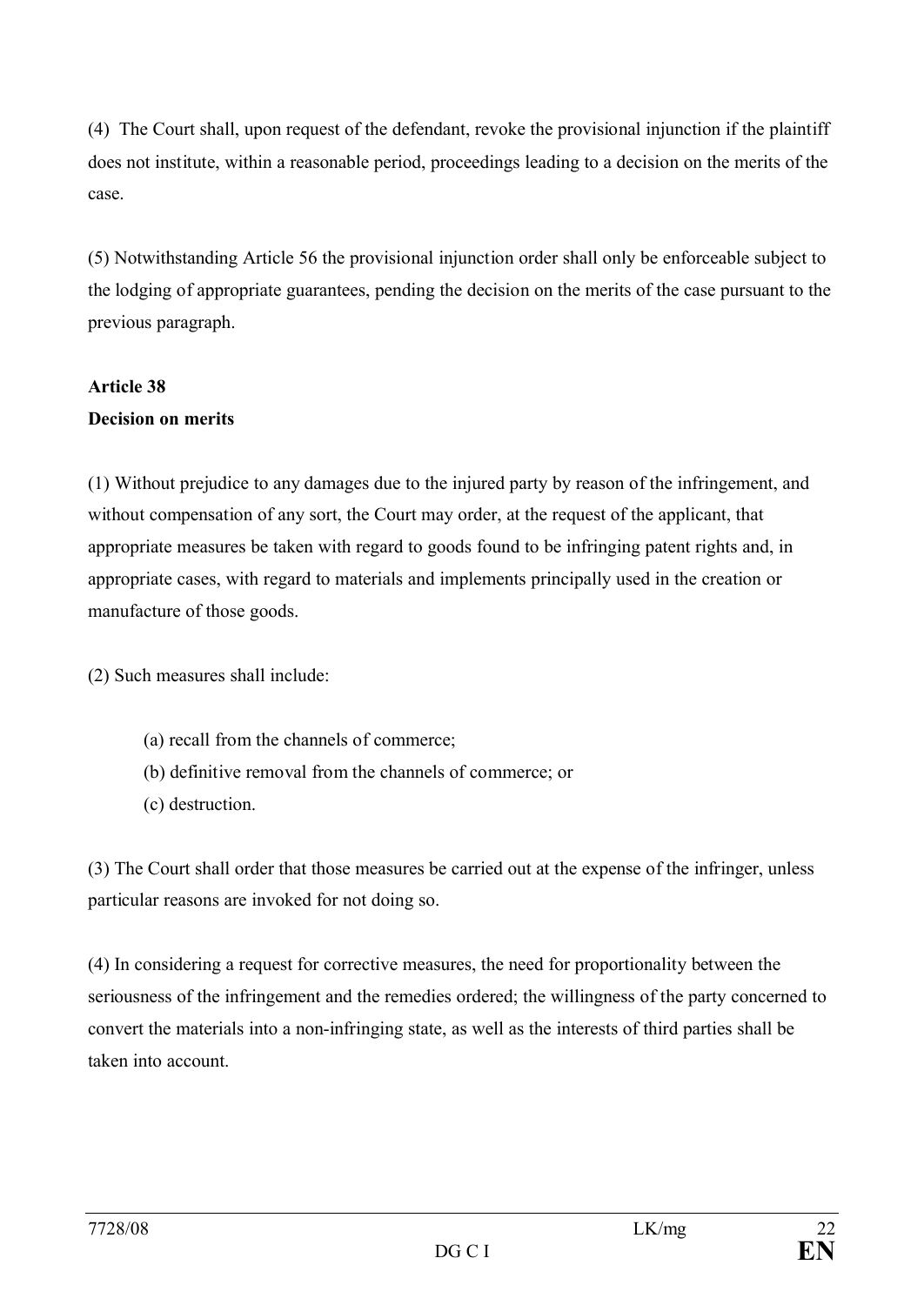(4) The Court shall, upon request of the defendant, revoke the provisional injunction if the plaintiff does not institute, within a reasonable period, proceedings leading to a decision on the merits of the case.

(5) Notwithstanding Article 56 the provisional injunction order shall only be enforceable subject to the lodging of appropriate guarantees, pending the decision on the merits of the case pursuant to the previous paragraph.

**Article 38**
**Decision on merits**

(1) Without prejudice to any damages due to the injured party by reason of the infringement, and without compensation of any sort, the Court may order, at the request of the applicant, that appropriate measures be taken with regard to goods found to be infringing patent rights and, in appropriate cases, with regard to materials and implements principally used in the creation or manufacture of those goods.

(2) Such measures shall include:

(a) recall from the channels of commerce;
(b) definitive removal from the channels of commerce; or
(c) destruction.

(3) The Court shall order that those measures be carried out at the expense of the infringer, unless particular reasons are invoked for not doing so.

(4) In considering a request for corrective measures, the need for proportionality between the seriousness of the infringement and the remedies ordered; the willingness of the party concerned to convert the materials into a non-infringing state, as well as the interests of third parties shall be taken into account.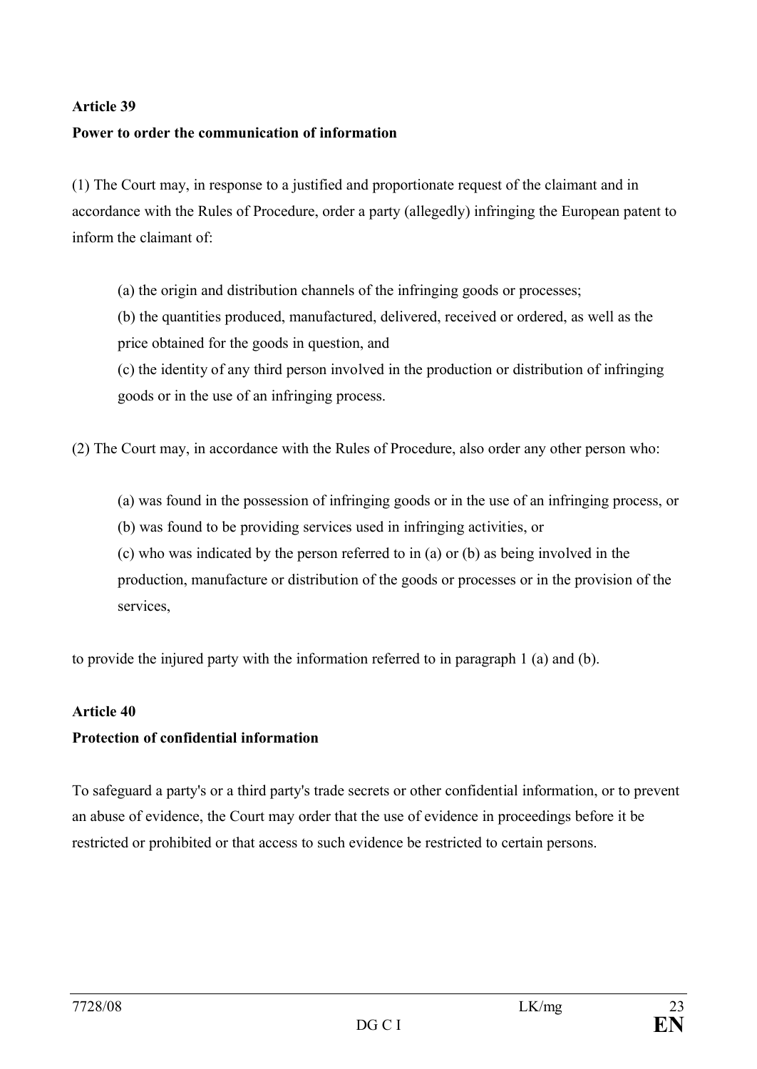**Article 39**

**Power to order the communication of information**

(1) The Court may, in response to a justified and proportionate request of the claimant and in accordance with the Rules of Procedure, order a party (allegedly) infringing the European patent to inform the claimant of:

(a) the origin and distribution channels of the infringing goods or processes;

(b) the quantities produced, manufactured, delivered, received or ordered, as well as the price obtained for the goods in question, and

(c) the identity of any third person involved in the production or distribution of infringing goods or in the use of an infringing process.

(2) The Court may, in accordance with the Rules of Procedure, also order any other person who:

(a) was found in the possession of infringing goods or in the use of an infringing process, or

(b) was found to be providing services used in infringing activities, or

(c) who was indicated by the person referred to in (a) or (b) as being involved in the production, manufacture or distribution of the goods or processes or in the provision of the services,

to provide the injured party with the information referred to in paragraph 1 (a) and (b).

**Article 40**

**Protection of confidential information**

To safeguard a party's or a third party's trade secrets or other confidential information, or to prevent an abuse of evidence, the Court may order that the use of evidence in proceedings before it be restricted or prohibited or that access to such evidence be restricted to certain persons.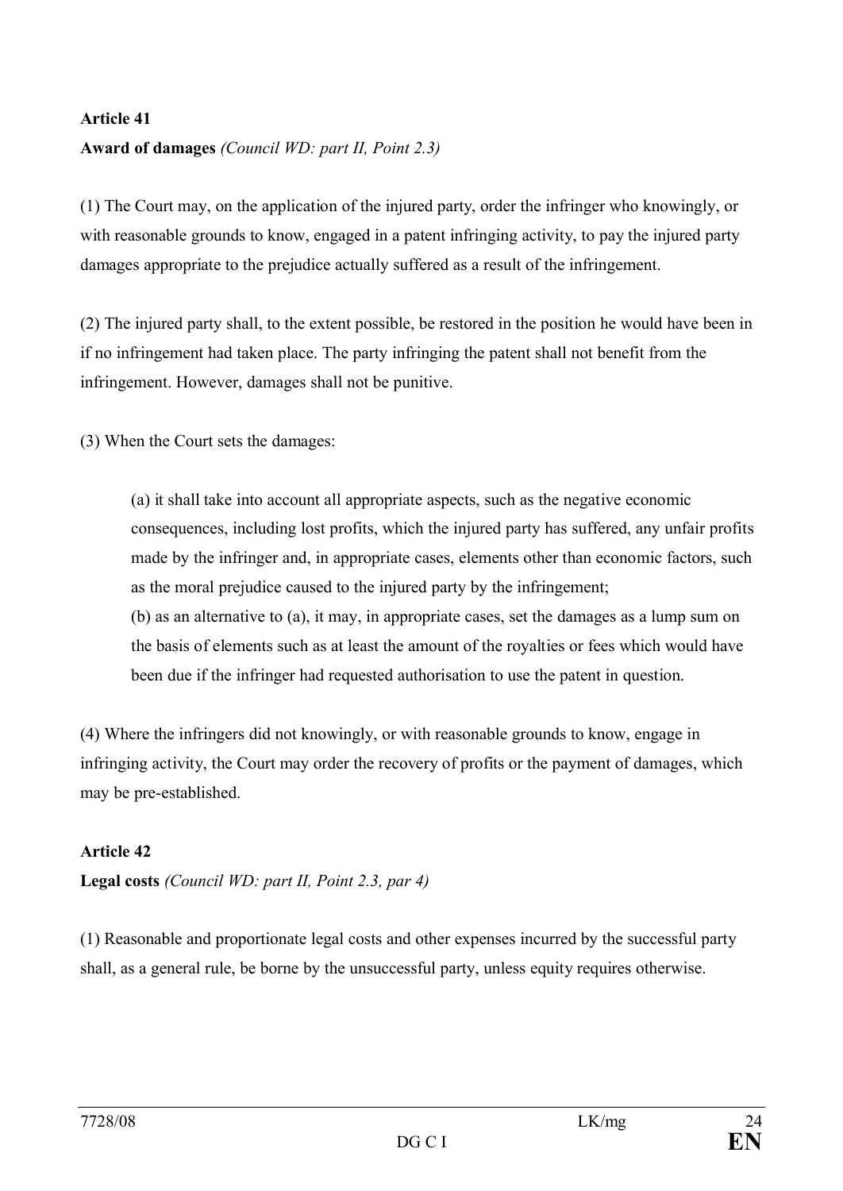**Article 41**

**Award of damages** *(Council WD: part II, Point 2.3)*

(1) The Court may, on the application of the injured party, order the infringer who knowingly, or with reasonable grounds to know, engaged in a patent infringing activity, to pay the injured party damages appropriate to the prejudice actually suffered as a result of the infringement.

(2) The injured party shall, to the extent possible, be restored in the position he would have been in if no infringement had taken place. The party infringing the patent shall not benefit from the infringement. However, damages shall not be punitive.

(3) When the Court sets the damages:

(a) it shall take into account all appropriate aspects, such as the negative economic consequences, including lost profits, which the injured party has suffered, any unfair profits made by the infringer and, in appropriate cases, elements other than economic factors, such as the moral prejudice caused to the injured party by the infringement;
(b) as an alternative to (a), it may, in appropriate cases, set the damages as a lump sum on the basis of elements such as at least the amount of the royalties or fees which would have been due if the infringer had requested authorisation to use the patent in question.

(4) Where the infringers did not knowingly, or with reasonable grounds to know, engage in infringing activity, the Court may order the recovery of profits or the payment of damages, which may be pre-established.

**Article 42**

**Legal costs** *(Council WD: part II, Point 2.3, par 4)*

(1) Reasonable and proportionate legal costs and other expenses incurred by the successful party shall, as a general rule, be borne by the unsuccessful party, unless equity requires otherwise.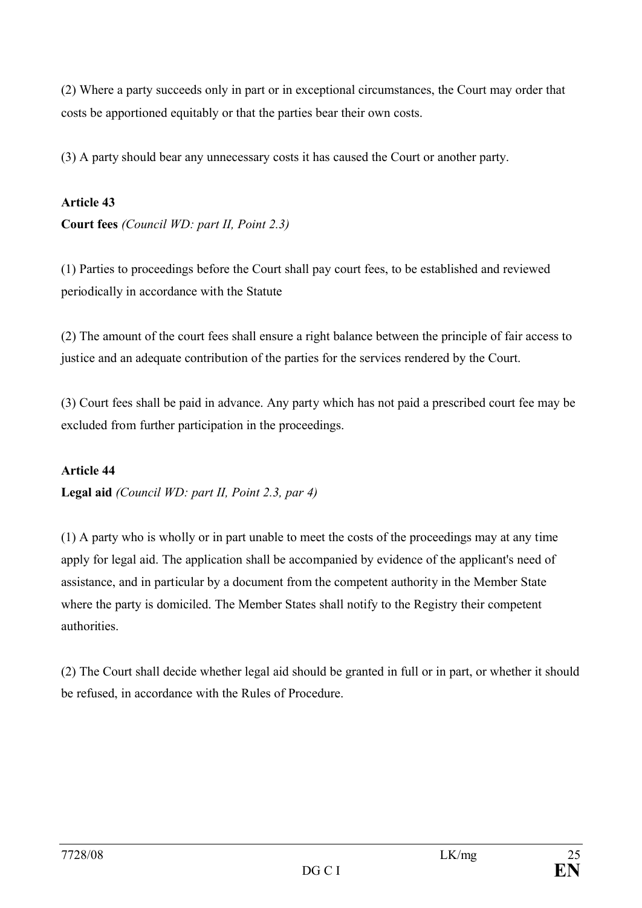(2) Where a party succeeds only in part or in exceptional circumstances, the Court may order that costs be apportioned equitably or that the parties bear their own costs.

(3) A party should bear any unnecessary costs it has caused the Court or another party.

**Article 43**

**Court fees** *(Council WD: part II, Point 2.3)*

(1) Parties to proceedings before the Court shall pay court fees, to be established and reviewed periodically in accordance with the Statute

(2) The amount of the court fees shall ensure a right balance between the principle of fair access to justice and an adequate contribution of the parties for the services rendered by the Court.

(3) Court fees shall be paid in advance. Any party which has not paid a prescribed court fee may be excluded from further participation in the proceedings.

**Article 44**

**Legal aid** *(Council WD: part II, Point 2.3, par 4)*

(1) A party who is wholly or in part unable to meet the costs of the proceedings may at any time apply for legal aid. The application shall be accompanied by evidence of the applicant's need of assistance, and in particular by a document from the competent authority in the Member State where the party is domiciled. The Member States shall notify to the Registry their competent authorities.

(2) The Court shall decide whether legal aid should be granted in full or in part, or whether it should be refused, in accordance with the Rules of Procedure.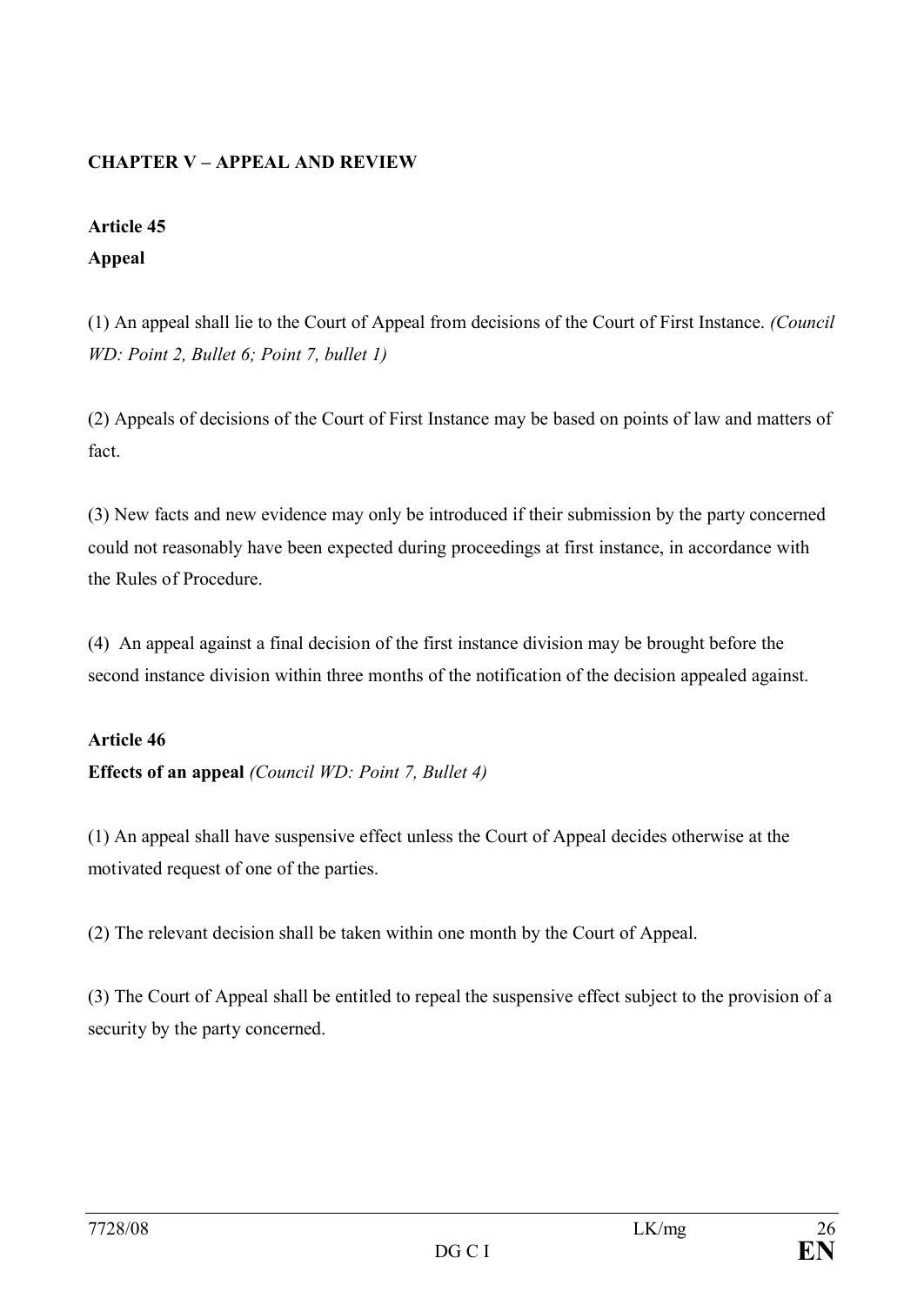## CHAPTER V – APPEAL AND REVIEW

### Article 45
### Appeal

(1) An appeal shall lie to the Court of Appeal from decisions of the Court of First Instance. *(Council WD: Point 2, Bullet 6; Point 7, bullet 1)*

(2) Appeals of decisions of the Court of First Instance may be based on points of law and matters of fact.

(3) New facts and new evidence may only be introduced if their submission by the party concerned could not reasonably have been expected during proceedings at first instance, in accordance with the Rules of Procedure.

(4) An appeal against a final decision of the first instance division may be brought before the second instance division within three months of the notification of the decision appealed against.

### Article 46
### Effects of an appeal *(Council WD: Point 7, Bullet 4)*

(1) An appeal shall have suspensive effect unless the Court of Appeal decides otherwise at the motivated request of one of the parties.

(2) The relevant decision shall be taken within one month by the Court of Appeal.

(3) The Court of Appeal shall be entitled to repeal the suspensive effect subject to the provision of a security by the party concerned.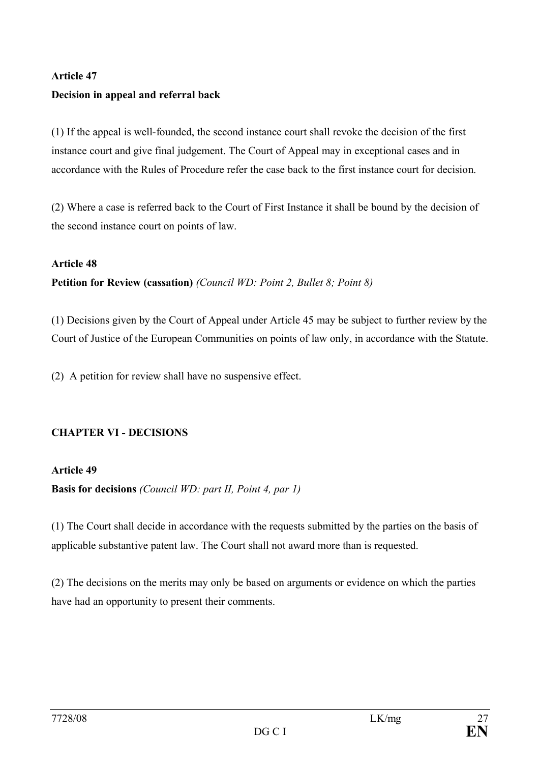**Article 47**

**Decision in appeal and referral back**

(1) If the appeal is well-founded, the second instance court shall revoke the decision of the first instance court and give final judgement. The Court of Appeal may in exceptional cases and in accordance with the Rules of Procedure refer the case back to the first instance court for decision.

(2) Where a case is referred back to the Court of First Instance it shall be bound by the decision of the second instance court on points of law.

**Article 48**

**Petition for Review (cassation)** *(Council WD: Point 2, Bullet 8; Point 8)*

(1) Decisions given by the Court of Appeal under Article 45 may be subject to further review by the Court of Justice of the European Communities on points of law only, in accordance with the Statute.

(2) A petition for review shall have no suspensive effect.

**CHAPTER VI - DECISIONS**

**Article 49**

**Basis for decisions** *(Council WD: part II, Point 4, par 1)*

(1) The Court shall decide in accordance with the requests submitted by the parties on the basis of applicable substantive patent law. The Court shall not award more than is requested.

(2) The decisions on the merits may only be based on arguments or evidence on which the parties have had an opportunity to present their comments.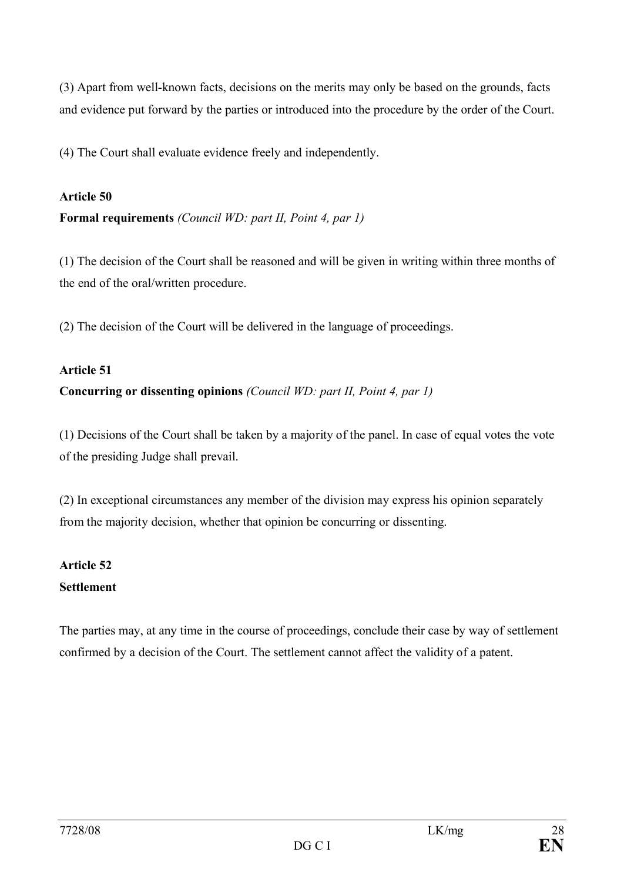(3) Apart from well-known facts, decisions on the merits may only be based on the grounds, facts and evidence put forward by the parties or introduced into the procedure by the order of the Court.

(4) The Court shall evaluate evidence freely and independently.

**Article 50**

**Formal requirements** *(Council WD: part II, Point 4, par 1)*

(1) The decision of the Court shall be reasoned and will be given in writing within three months of the end of the oral/written procedure.

(2) The decision of the Court will be delivered in the language of proceedings.

**Article 51**

**Concurring or dissenting opinions** *(Council WD: part II, Point 4, par 1)*

(1) Decisions of the Court shall be taken by a majority of the panel. In case of equal votes the vote of the presiding Judge shall prevail.

(2) In exceptional circumstances any member of the division may express his opinion separately from the majority decision, whether that opinion be concurring or dissenting.

**Article 52**

**Settlement**

The parties may, at any time in the course of proceedings, conclude their case by way of settlement confirmed by a decision of the Court. The settlement cannot affect the validity of a patent.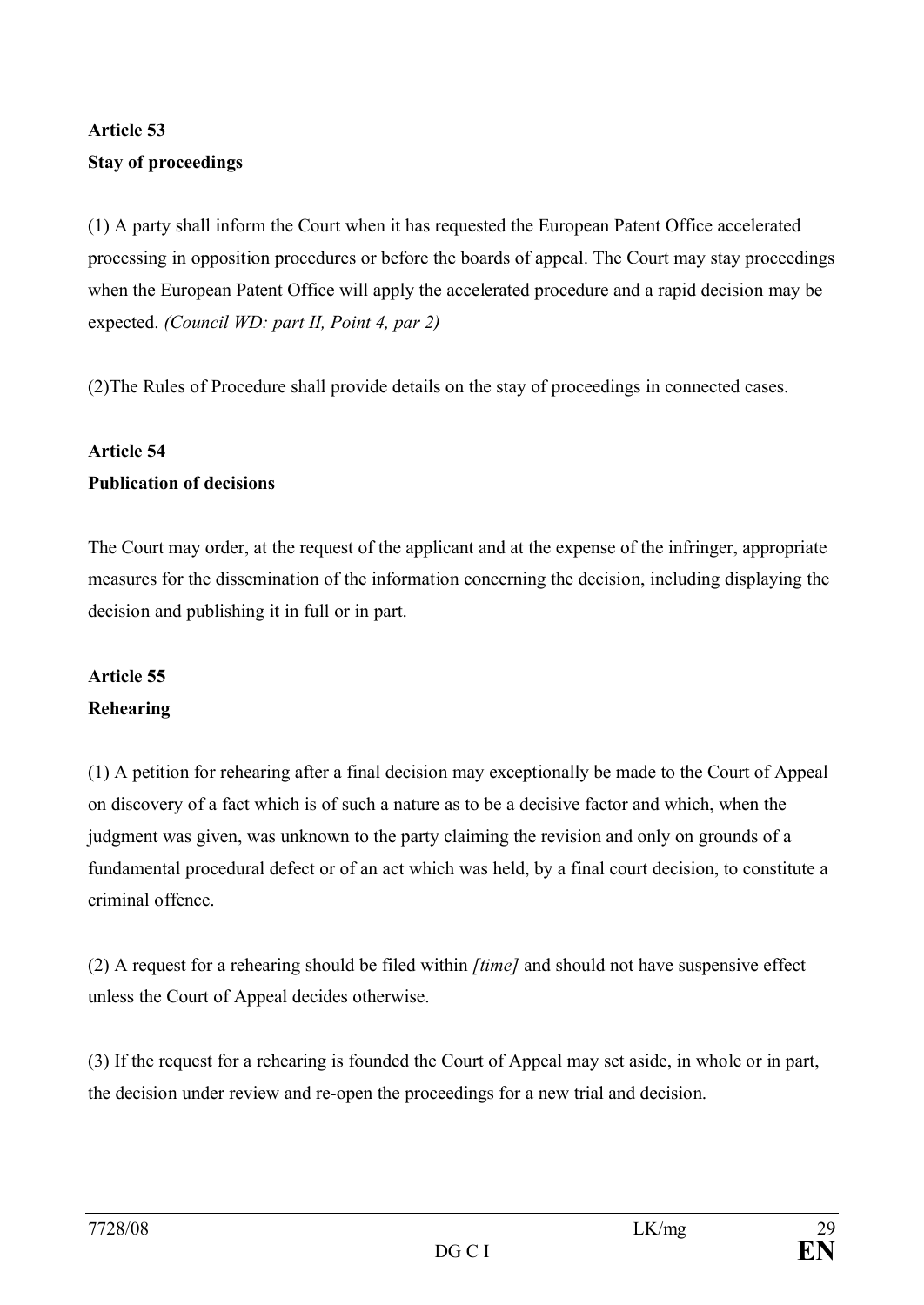## Article 53

## Stay of proceedings

(1) A party shall inform the Court when it has requested the European Patent Office accelerated processing in opposition procedures or before the boards of appeal. The Court may stay proceedings when the European Patent Office will apply the accelerated procedure and a rapid decision may be expected. *(Council WD: part II, Point 4, par 2)*

(2)The Rules of Procedure shall provide details on the stay of proceedings in connected cases.

## Article 54

## Publication of decisions

The Court may order, at the request of the applicant and at the expense of the infringer, appropriate measures for the dissemination of the information concerning the decision, including displaying the decision and publishing it in full or in part.

## Article 55

## Rehearing

(1) A petition for rehearing after a final decision may exceptionally be made to the Court of Appeal on discovery of a fact which is of such a nature as to be a decisive factor and which, when the judgment was given, was unknown to the party claiming the revision and only on grounds of a fundamental procedural defect or of an act which was held, by a final court decision, to constitute a criminal offence.

(2) A request for a rehearing should be filed within *[time]* and should not have suspensive effect unless the Court of Appeal decides otherwise.

(3) If the request for a rehearing is founded the Court of Appeal may set aside, in whole or in part, the decision under review and re-open the proceedings for a new trial and decision.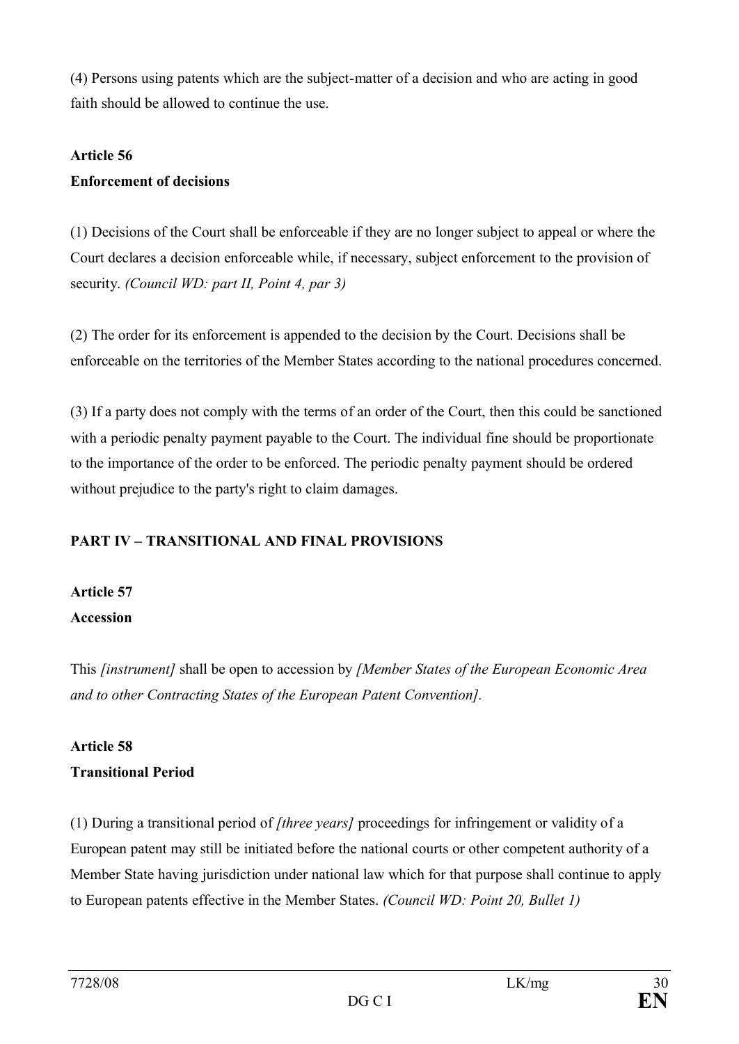(4) Persons using patents which are the subject-matter of a decision and who are acting in good faith should be allowed to continue the use.

**Article 56**
**Enforcement of decisions**

(1) Decisions of the Court shall be enforceable if they are no longer subject to appeal or where the Court declares a decision enforceable while, if necessary, subject enforcement to the provision of security. *(Council WD: part II, Point 4, par 3)*

(2) The order for its enforcement is appended to the decision by the Court. Decisions shall be enforceable on the territories of the Member States according to the national procedures concerned.

(3) If a party does not comply with the terms of an order of the Court, then this could be sanctioned with a periodic penalty payment payable to the Court. The individual fine should be proportionate to the importance of the order to be enforced. The periodic penalty payment should be ordered without prejudice to the party's right to claim damages.

**PART IV – TRANSITIONAL AND FINAL PROVISIONS**

**Article 57**
**Accession**

This *[instrument]* shall be open to accession by *[Member States of the European Economic Area and to other Contracting States of the European Patent Convention].*

**Article 58**
**Transitional Period**

(1) During a transitional period of *[three years]* proceedings for infringement or validity of a European patent may still be initiated before the national courts or other competent authority of a Member State having jurisdiction under national law which for that purpose shall continue to apply to European patents effective in the Member States. *(Council WD: Point 20, Bullet 1)*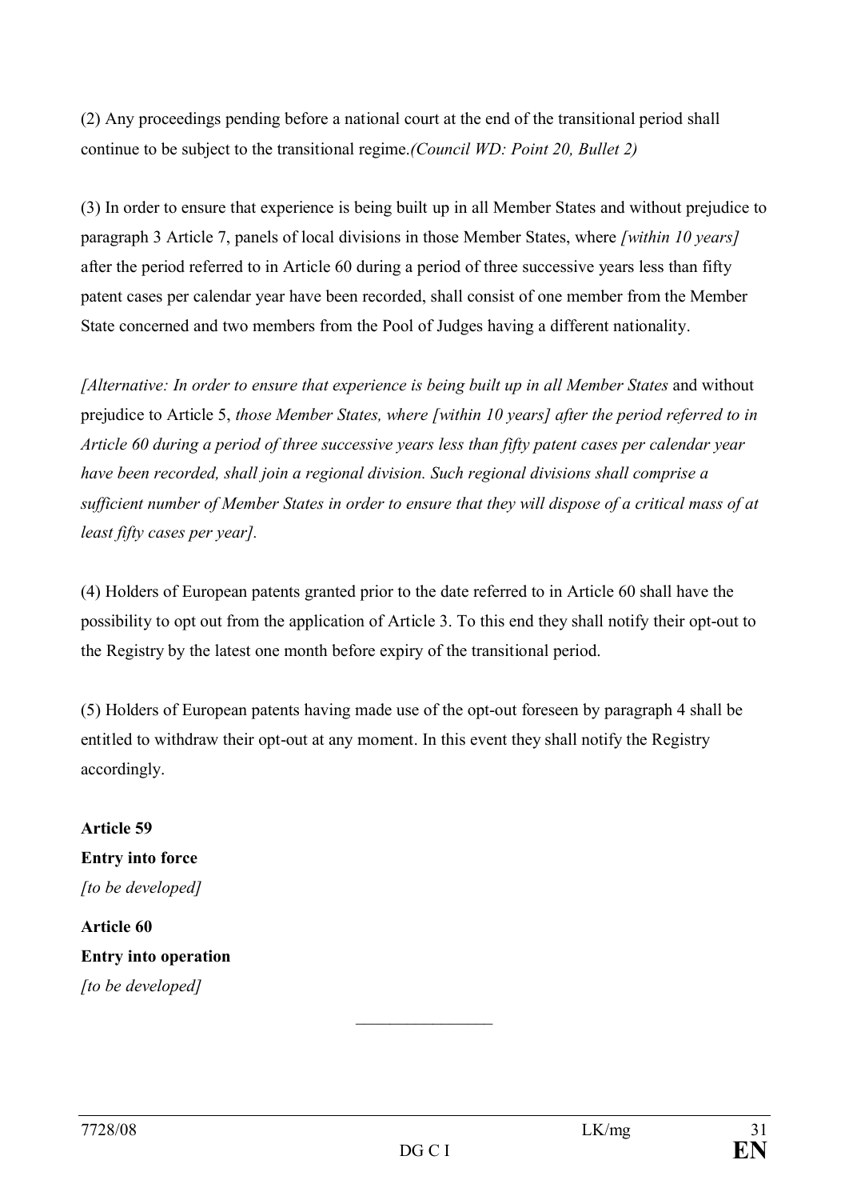(2) Any proceedings pending before a national court at the end of the transitional period shall continue to be subject to the transitional regime.*(Council WD: Point 20, Bullet 2)*

(3) In order to ensure that experience is being built up in all Member States and without prejudice to paragraph 3 Article 7, panels of local divisions in those Member States, where *[within 10 years]* after the period referred to in Article 60 during a period of three successive years less than fifty patent cases per calendar year have been recorded, shall consist of one member from the Member State concerned and two members from the Pool of Judges having a different nationality.

*[Alternative: In order to ensure that experience is being built up in all Member States* and without prejudice to Article 5, *those Member States, where [within 10 years] after the period referred to in Article 60 during a period of three successive years less than fifty patent cases per calendar year have been recorded, shall join a regional division. Such regional divisions shall comprise a sufficient number of Member States in order to ensure that they will dispose of a critical mass of at least fifty cases per year].*

(4) Holders of European patents granted prior to the date referred to in Article 60 shall have the possibility to opt out from the application of Article 3. To this end they shall notify their opt-out to the Registry by the latest one month before expiry of the transitional period.

(5) Holders of European patents having made use of the opt-out foreseen by paragraph 4 shall be entitled to withdraw their opt-out at any moment. In this event they shall notify the Registry accordingly.

**Article 59**
**Entry into force**
*[to be developed]*

**Article 60**
**Entry into operation**
*[to be developed]*

________________